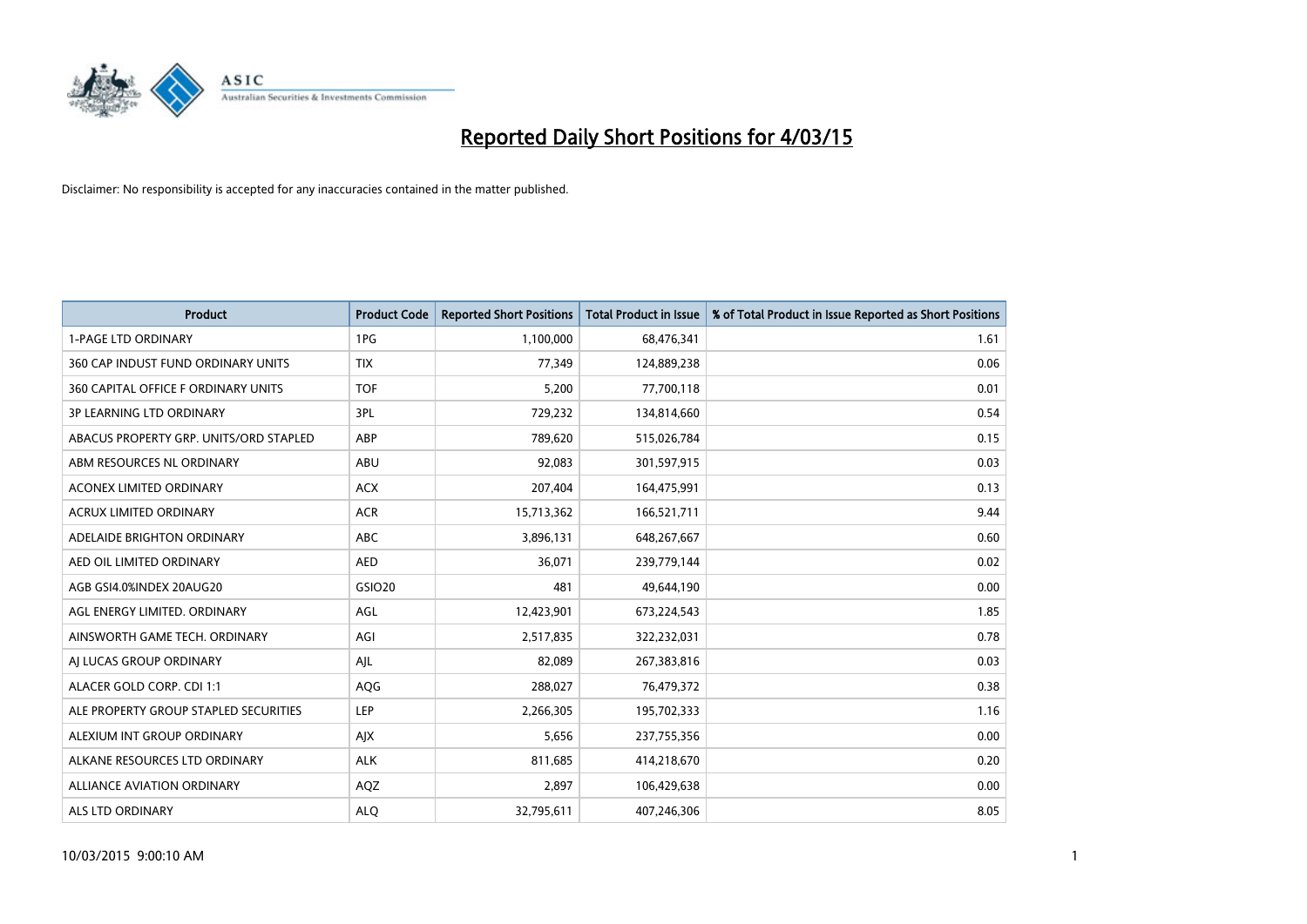# Reported Daily Short Positions for 4/03/15

Disclaimer: No responsibility is accepted for any inaccuracies contained in the matter published.

| Product | Product Code | Reported Short Positions | Total Product in Issue | % of Total Product in Issue Reported as Short Positions |
|---|---|---|---|---|
| 1-PAGE LTD ORDINARY | 1PG | 1,100,000 | 68,476,341 | 1.61 |
| 360 CAP INDUST FUND ORDINARY UNITS | TIX | 77,349 | 124,889,238 | 0.06 |
| 360 CAPITAL OFFICE F ORDINARY UNITS | TOF | 5,200 | 77,700,118 | 0.01 |
| 3P LEARNING LTD ORDINARY | 3PL | 729,232 | 134,814,660 | 0.54 |
| ABACUS PROPERTY GRP. UNITS/ORD STAPLED | ABP | 789,620 | 515,026,784 | 0.15 |
| ABM RESOURCES NL ORDINARY | ABU | 92,083 | 301,597,915 | 0.03 |
| ACONEX LIMITED ORDINARY | ACX | 207,404 | 164,475,991 | 0.13 |
| ACRUX LIMITED ORDINARY | ACR | 15,713,362 | 166,521,711 | 9.44 |
| ADELAIDE BRIGHTON ORDINARY | ABC | 3,896,131 | 648,267,667 | 0.60 |
| AED OIL LIMITED ORDINARY | AED | 36,071 | 239,779,144 | 0.02 |
| AGB GSI4.0%INDEX 20AUG20 | GSIO20 | 481 | 49,644,190 | 0.00 |
| AGL ENERGY LIMITED. ORDINARY | AGL | 12,423,901 | 673,224,543 | 1.85 |
| AINSWORTH GAME TECH. ORDINARY | AGI | 2,517,835 | 322,232,031 | 0.78 |
| AJ LUCAS GROUP ORDINARY | AJL | 82,089 | 267,383,816 | 0.03 |
| ALACER GOLD CORP. CDI 1:1 | AQG | 288,027 | 76,479,372 | 0.38 |
| ALE PROPERTY GROUP STAPLED SECURITIES | LEP | 2,266,305 | 195,702,333 | 1.16 |
| ALEXIUM INT GROUP ORDINARY | AJX | 5,656 | 237,755,356 | 0.00 |
| ALKANE RESOURCES LTD ORDINARY | ALK | 811,685 | 414,218,670 | 0.20 |
| ALLIANCE AVIATION ORDINARY | AQZ | 2,897 | 106,429,638 | 0.00 |
| ALS LTD ORDINARY | ALQ | 32,795,611 | 407,246,306 | 8.05 |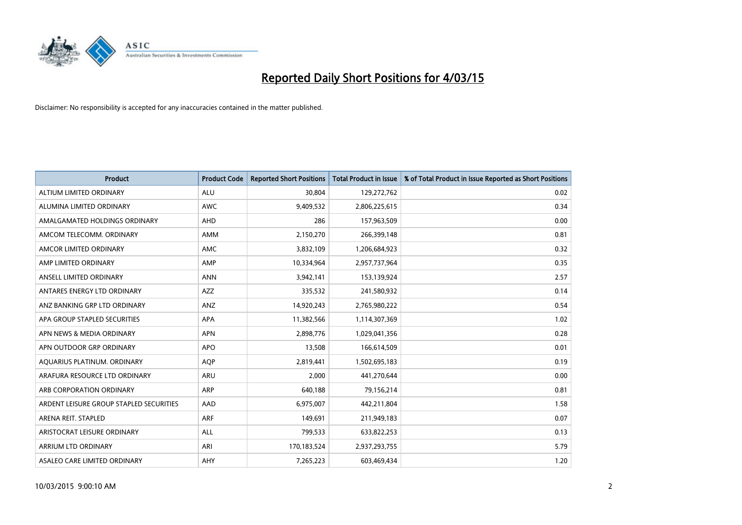# Reported Daily Short Positions for 4/03/15

Disclaimer: No responsibility is accepted for any inaccuracies contained in the matter published.

| Product | Product Code | Reported Short Positions | Total Product in Issue | % of Total Product in Issue Reported as Short Positions |
|---|---|---|---|---|
| ALTIUM LIMITED ORDINARY | ALU | 30,804 | 129,272,762 | 0.02 |
| ALUMINA LIMITED ORDINARY | AWC | 9,409,532 | 2,806,225,615 | 0.34 |
| AMALGAMATED HOLDINGS ORDINARY | AHD | 286 | 157,963,509 | 0.00 |
| AMCOM TELECOMM. ORDINARY | AMM | 2,150,270 | 266,399,148 | 0.81 |
| AMCOR LIMITED ORDINARY | AMC | 3,832,109 | 1,206,684,923 | 0.32 |
| AMP LIMITED ORDINARY | AMP | 10,334,964 | 2,957,737,964 | 0.35 |
| ANSELL LIMITED ORDINARY | ANN | 3,942,141 | 153,139,924 | 2.57 |
| ANTARES ENERGY LTD ORDINARY | AZZ | 335,532 | 241,580,932 | 0.14 |
| ANZ BANKING GRP LTD ORDINARY | ANZ | 14,920,243 | 2,765,980,222 | 0.54 |
| APA GROUP STAPLED SECURITIES | APA | 11,382,566 | 1,114,307,369 | 1.02 |
| APN NEWS & MEDIA ORDINARY | APN | 2,898,776 | 1,029,041,356 | 0.28 |
| APN OUTDOOR GRP ORDINARY | APO | 13,508 | 166,614,509 | 0.01 |
| AQUARIUS PLATINUM. ORDINARY | AQP | 2,819,441 | 1,502,695,183 | 0.19 |
| ARAFURA RESOURCE LTD ORDINARY | ARU | 2,000 | 441,270,644 | 0.00 |
| ARB CORPORATION ORDINARY | ARP | 640,188 | 79,156,214 | 0.81 |
| ARDENT LEISURE GROUP STAPLED SECURITIES | AAD | 6,975,007 | 442,211,804 | 1.58 |
| ARENA REIT. STAPLED | ARF | 149,691 | 211,949,183 | 0.07 |
| ARISTOCRAT LEISURE ORDINARY | ALL | 799,533 | 633,822,253 | 0.13 |
| ARRIUM LTD ORDINARY | ARI | 170,183,524 | 2,937,293,755 | 5.79 |
| ASALEO CARE LIMITED ORDINARY | AHY | 7,265,223 | 603,469,434 | 1.20 |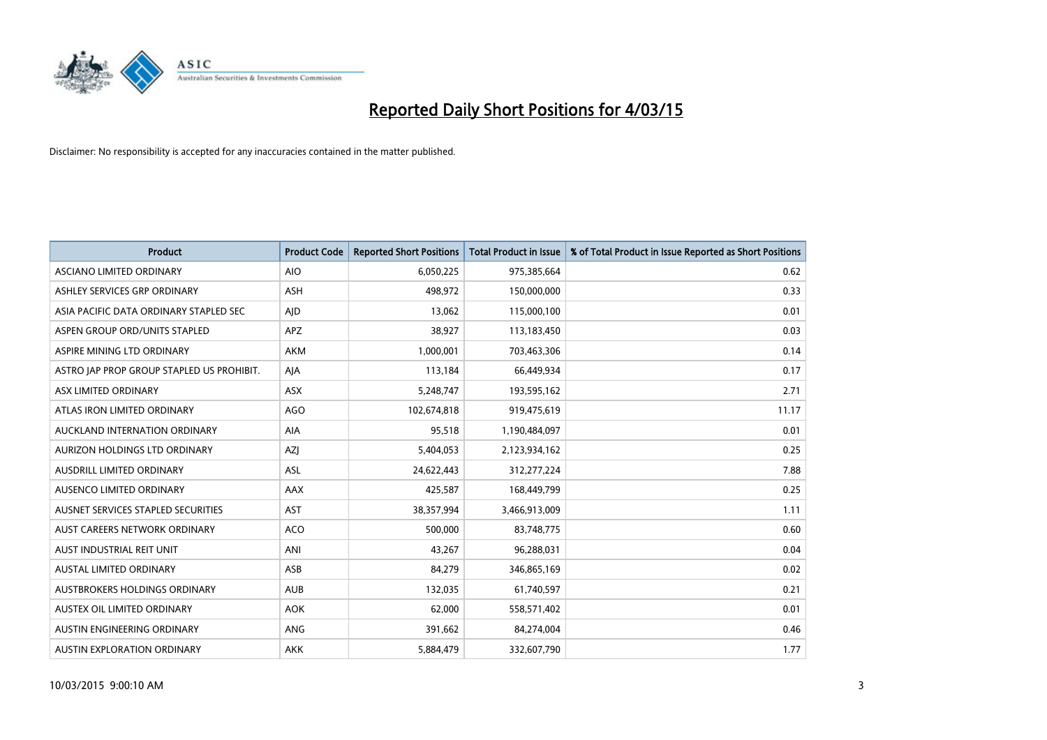# Reported Daily Short Positions for 4/03/15

Disclaimer: No responsibility is accepted for any inaccuracies contained in the matter published.

| Product | Product Code | Reported Short Positions | Total Product in Issue | % of Total Product in Issue Reported as Short Positions |
|---|---|---|---|---|
| ASCIANO LIMITED ORDINARY | AIO | 6,050,225 | 975,385,664 | 0.62 |
| ASHLEY SERVICES GRP ORDINARY | ASH | 498,972 | 150,000,000 | 0.33 |
| ASIA PACIFIC DATA ORDINARY STAPLED SEC | AJD | 13,062 | 115,000,100 | 0.01 |
| ASPEN GROUP ORD/UNITS STAPLED | APZ | 38,927 | 113,183,450 | 0.03 |
| ASPIRE MINING LTD ORDINARY | AKM | 1,000,001 | 703,463,306 | 0.14 |
| ASTRO JAP PROP GROUP STAPLED US PROHIBIT. | AJA | 113,184 | 66,449,934 | 0.17 |
| ASX LIMITED ORDINARY | ASX | 5,248,747 | 193,595,162 | 2.71 |
| ATLAS IRON LIMITED ORDINARY | AGO | 102,674,818 | 919,475,619 | 11.17 |
| AUCKLAND INTERNATION ORDINARY | AIA | 95,518 | 1,190,484,097 | 0.01 |
| AURIZON HOLDINGS LTD ORDINARY | AZJ | 5,404,053 | 2,123,934,162 | 0.25 |
| AUSDRILL LIMITED ORDINARY | ASL | 24,622,443 | 312,277,224 | 7.88 |
| AUSENCO LIMITED ORDINARY | AAX | 425,587 | 168,449,799 | 0.25 |
| AUSNET SERVICES STAPLED SECURITIES | AST | 38,357,994 | 3,466,913,009 | 1.11 |
| AUST CAREERS NETWORK ORDINARY | ACO | 500,000 | 83,748,775 | 0.60 |
| AUST INDUSTRIAL REIT UNIT | ANI | 43,267 | 96,288,031 | 0.04 |
| AUSTAL LIMITED ORDINARY | ASB | 84,279 | 346,865,169 | 0.02 |
| AUSTBROKERS HOLDINGS ORDINARY | AUB | 132,035 | 61,740,597 | 0.21 |
| AUSTEX OIL LIMITED ORDINARY | AOK | 62,000 | 558,571,402 | 0.01 |
| AUSTIN ENGINEERING ORDINARY | ANG | 391,662 | 84,274,004 | 0.46 |
| AUSTIN EXPLORATION ORDINARY | AKK | 5,884,479 | 332,607,790 | 1.77 |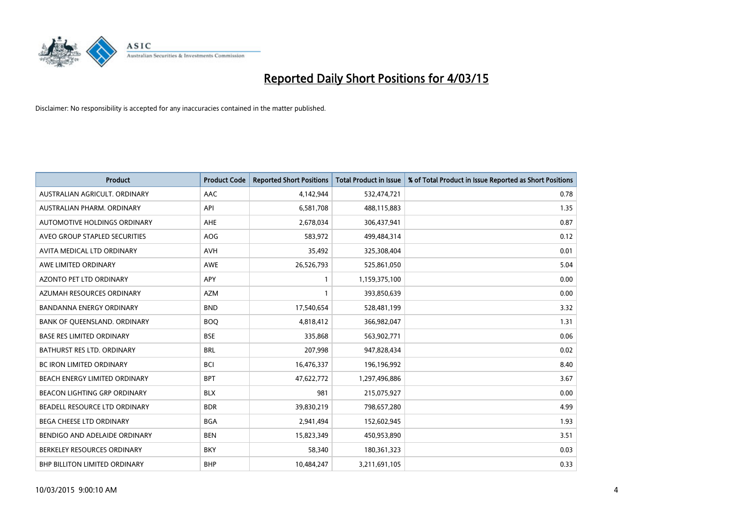# Reported Daily Short Positions for 4/03/15

Disclaimer: No responsibility is accepted for any inaccuracies contained in the matter published.

| Product | Product Code | Reported Short Positions | Total Product in Issue | % of Total Product in Issue Reported as Short Positions |
|---|---|---|---|---|
| AUSTRALIAN AGRICULT. ORDINARY | AAC | 4,142,944 | 532,474,721 | 0.78 |
| AUSTRALIAN PHARM. ORDINARY | API | 6,581,708 | 488,115,883 | 1.35 |
| AUTOMOTIVE HOLDINGS ORDINARY | AHE | 2,678,034 | 306,437,941 | 0.87 |
| AVEO GROUP STAPLED SECURITIES | AOG | 583,972 | 499,484,314 | 0.12 |
| AVITA MEDICAL LTD ORDINARY | AVH | 35,492 | 325,308,404 | 0.01 |
| AWE LIMITED ORDINARY | AWE | 26,526,793 | 525,861,050 | 5.04 |
| AZONTO PET LTD ORDINARY | APY | 1 | 1,159,375,100 | 0.00 |
| AZUMAH RESOURCES ORDINARY | AZM | 1 | 393,850,639 | 0.00 |
| BANDANNA ENERGY ORDINARY | BND | 17,540,654 | 528,481,199 | 3.32 |
| BANK OF QUEENSLAND. ORDINARY | BOQ | 4,818,412 | 366,982,047 | 1.31 |
| BASE RES LIMITED ORDINARY | BSE | 335,868 | 563,902,771 | 0.06 |
| BATHURST RES LTD. ORDINARY | BRL | 207,998 | 947,828,434 | 0.02 |
| BC IRON LIMITED ORDINARY | BCI | 16,476,337 | 196,196,992 | 8.40 |
| BEACH ENERGY LIMITED ORDINARY | BPT | 47,622,772 | 1,297,496,886 | 3.67 |
| BEACON LIGHTING GRP ORDINARY | BLX | 981 | 215,075,927 | 0.00 |
| BEADELL RESOURCE LTD ORDINARY | BDR | 39,830,219 | 798,657,280 | 4.99 |
| BEGA CHEESE LTD ORDINARY | BGA | 2,941,494 | 152,602,945 | 1.93 |
| BENDIGO AND ADELAIDE ORDINARY | BEN | 15,823,349 | 450,953,890 | 3.51 |
| BERKELEY RESOURCES ORDINARY | BKY | 58,340 | 180,361,323 | 0.03 |
| BHP BILLITON LIMITED ORDINARY | BHP | 10,484,247 | 3,211,691,105 | 0.33 |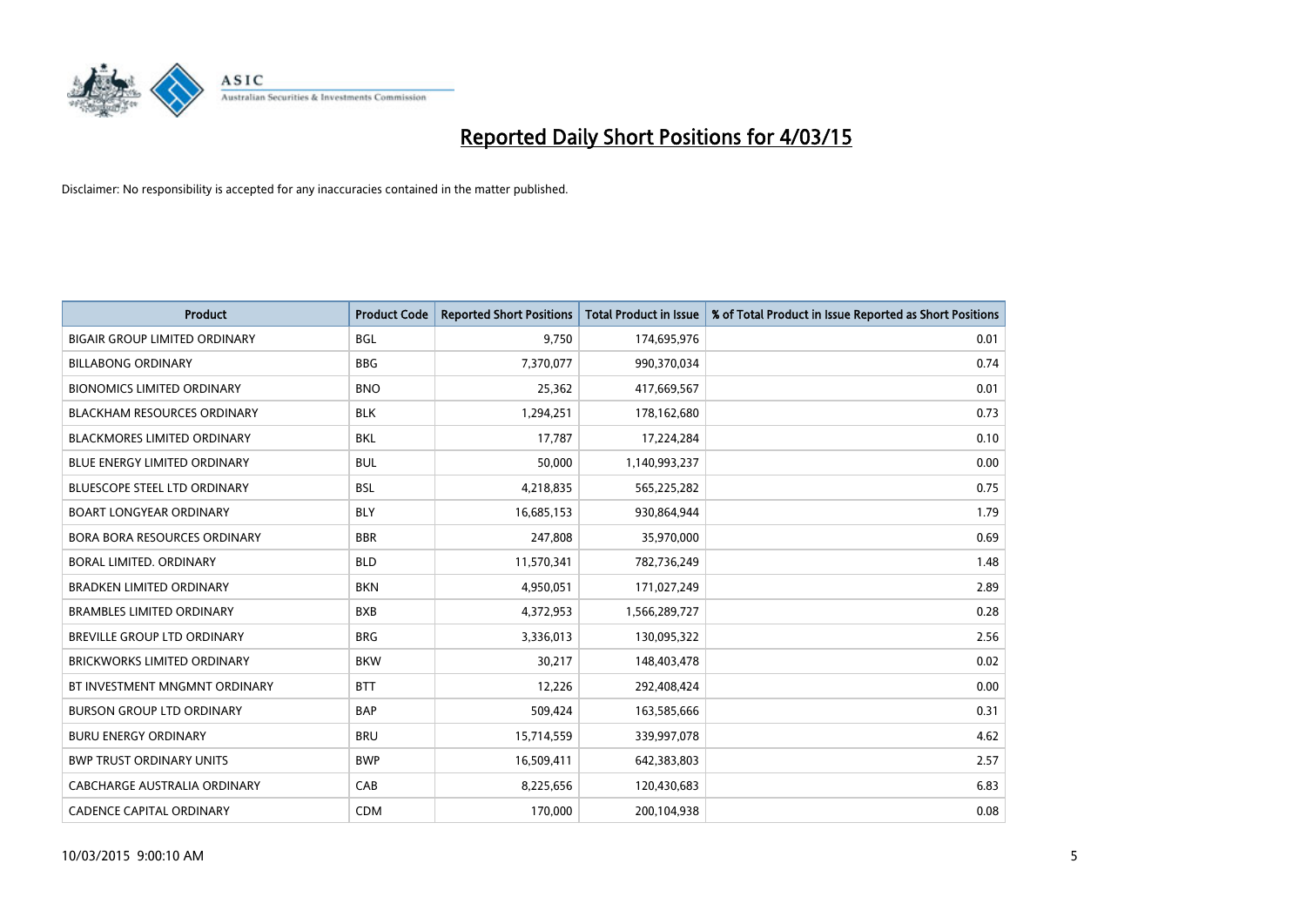# Reported Daily Short Positions for 4/03/15

Disclaimer: No responsibility is accepted for any inaccuracies contained in the matter published.

| Product | Product Code | Reported Short Positions | Total Product in Issue | % of Total Product in Issue Reported as Short Positions |
|---|---|---|---|---|
| BIGAIR GROUP LIMITED ORDINARY | BGL | 9,750 | 174,695,976 | 0.01 |
| BILLABONG ORDINARY | BBG | 7,370,077 | 990,370,034 | 0.74 |
| BIONOMICS LIMITED ORDINARY | BNO | 25,362 | 417,669,567 | 0.01 |
| BLACKHAM RESOURCES ORDINARY | BLK | 1,294,251 | 178,162,680 | 0.73 |
| BLACKMORES LIMITED ORDINARY | BKL | 17,787 | 17,224,284 | 0.10 |
| BLUE ENERGY LIMITED ORDINARY | BUL | 50,000 | 1,140,993,237 | 0.00 |
| BLUESCOPE STEEL LTD ORDINARY | BSL | 4,218,835 | 565,225,282 | 0.75 |
| BOART LONGYEAR ORDINARY | BLY | 16,685,153 | 930,864,944 | 1.79 |
| BORA BORA RESOURCES ORDINARY | BBR | 247,808 | 35,970,000 | 0.69 |
| BORAL LIMITED. ORDINARY | BLD | 11,570,341 | 782,736,249 | 1.48 |
| BRADKEN LIMITED ORDINARY | BKN | 4,950,051 | 171,027,249 | 2.89 |
| BRAMBLES LIMITED ORDINARY | BXB | 4,372,953 | 1,566,289,727 | 0.28 |
| BREVILLE GROUP LTD ORDINARY | BRG | 3,336,013 | 130,095,322 | 2.56 |
| BRICKWORKS LIMITED ORDINARY | BKW | 30,217 | 148,403,478 | 0.02 |
| BT INVESTMENT MNGMNT ORDINARY | BTT | 12,226 | 292,408,424 | 0.00 |
| BURSON GROUP LTD ORDINARY | BAP | 509,424 | 163,585,666 | 0.31 |
| BURU ENERGY ORDINARY | BRU | 15,714,559 | 339,997,078 | 4.62 |
| BWP TRUST ORDINARY UNITS | BWP | 16,509,411 | 642,383,803 | 2.57 |
| CABCHARGE AUSTRALIA ORDINARY | CAB | 8,225,656 | 120,430,683 | 6.83 |
| CADENCE CAPITAL ORDINARY | CDM | 170,000 | 200,104,938 | 0.08 |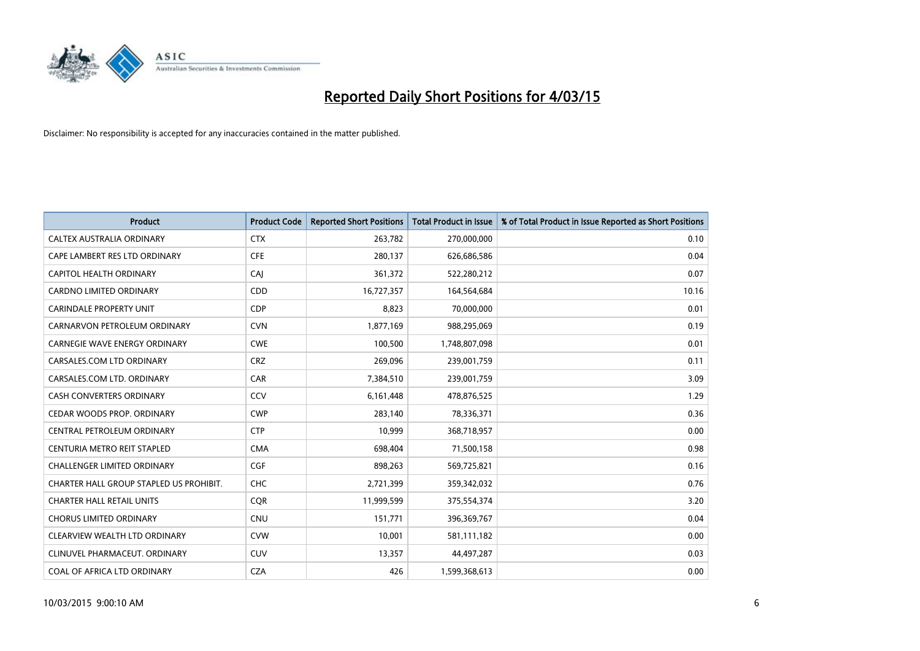# Reported Daily Short Positions for 4/03/15

Disclaimer: No responsibility is accepted for any inaccuracies contained in the matter published.

| Product | Product Code | Reported Short Positions | Total Product in Issue | % of Total Product in Issue Reported as Short Positions |
|---|---|---|---|---|
| CALTEX AUSTRALIA ORDINARY | CTX | 263,782 | 270,000,000 | 0.10 |
| CAPE LAMBERT RES LTD ORDINARY | CFE | 280,137 | 626,686,586 | 0.04 |
| CAPITOL HEALTH ORDINARY | CAJ | 361,372 | 522,280,212 | 0.07 |
| CARDNO LIMITED ORDINARY | CDD | 16,727,357 | 164,564,684 | 10.16 |
| CARINDALE PROPERTY UNIT | CDP | 8,823 | 70,000,000 | 0.01 |
| CARNARVON PETROLEUM ORDINARY | CVN | 1,877,169 | 988,295,069 | 0.19 |
| CARNEGIE WAVE ENERGY ORDINARY | CWE | 100,500 | 1,748,807,098 | 0.01 |
| CARSALES.COM LTD ORDINARY | CRZ | 269,096 | 239,001,759 | 0.11 |
| CARSALES.COM LTD. ORDINARY | CAR | 7,384,510 | 239,001,759 | 3.09 |
| CASH CONVERTERS ORDINARY | CCV | 6,161,448 | 478,876,525 | 1.29 |
| CEDAR WOODS PROP. ORDINARY | CWP | 283,140 | 78,336,371 | 0.36 |
| CENTRAL PETROLEUM ORDINARY | CTP | 10,999 | 368,718,957 | 0.00 |
| CENTURIA METRO REIT STAPLED | CMA | 698,404 | 71,500,158 | 0.98 |
| CHALLENGER LIMITED ORDINARY | CGF | 898,263 | 569,725,821 | 0.16 |
| CHARTER HALL GROUP STAPLED US PROHIBIT. | CHC | 2,721,399 | 359,342,032 | 0.76 |
| CHARTER HALL RETAIL UNITS | CQR | 11,999,599 | 375,554,374 | 3.20 |
| CHORUS LIMITED ORDINARY | CNU | 151,771 | 396,369,767 | 0.04 |
| CLEARVIEW WEALTH LTD ORDINARY | CVW | 10,001 | 581,111,182 | 0.00 |
| CLINUVEL PHARMACEUT. ORDINARY | CUV | 13,357 | 44,497,287 | 0.03 |
| COAL OF AFRICA LTD ORDINARY | CZA | 426 | 1,599,368,613 | 0.00 |

10/03/2015 9:00:10 AM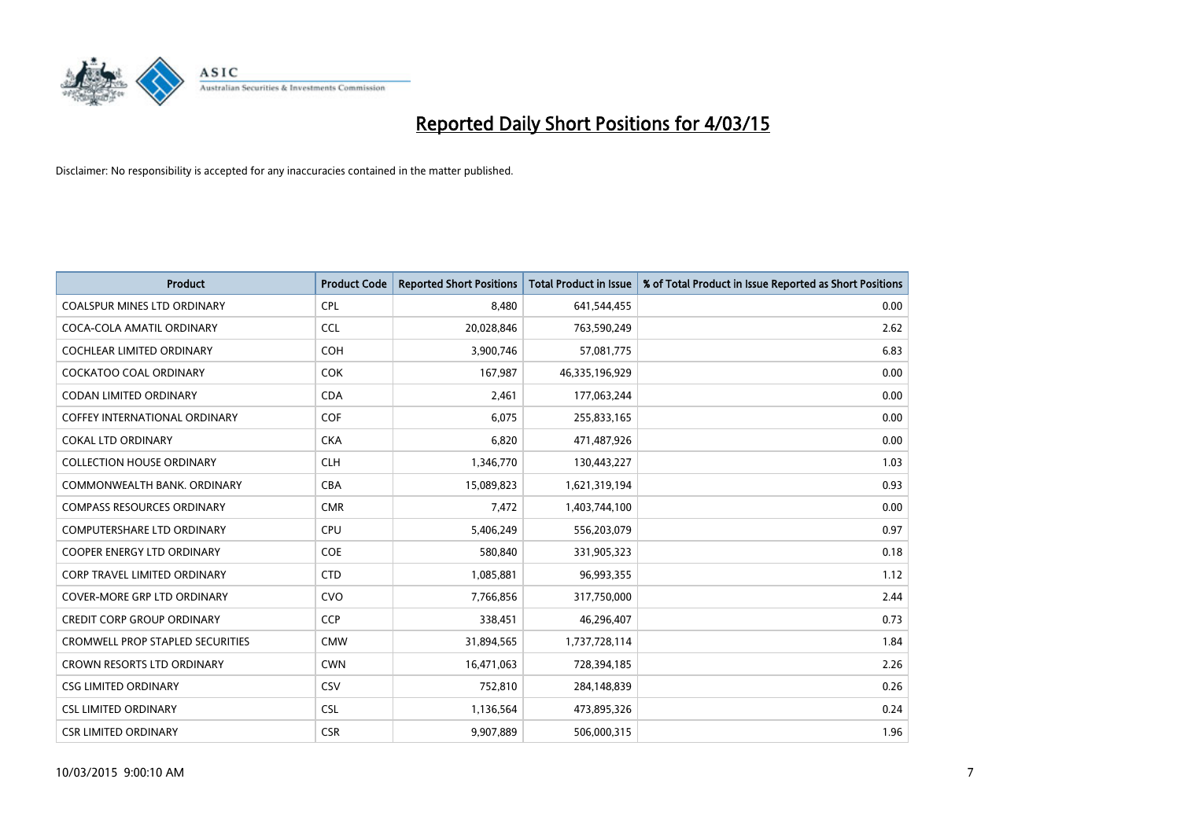# Reported Daily Short Positions for 4/03/15

Disclaimer: No responsibility is accepted for any inaccuracies contained in the matter published.

| Product | Product Code | Reported Short Positions | Total Product in Issue | % of Total Product in Issue Reported as Short Positions |
|---|---|---|---|---|
| COALSPUR MINES LTD ORDINARY | CPL | 8,480 | 641,544,455 | 0.00 |
| COCA-COLA AMATIL ORDINARY | CCL | 20,028,846 | 763,590,249 | 2.62 |
| COCHLEAR LIMITED ORDINARY | COH | 3,900,746 | 57,081,775 | 6.83 |
| COCKATOO COAL ORDINARY | COK | 167,987 | 46,335,196,929 | 0.00 |
| CODAN LIMITED ORDINARY | CDA | 2,461 | 177,063,244 | 0.00 |
| COFFEY INTERNATIONAL ORDINARY | COF | 6,075 | 255,833,165 | 0.00 |
| COKAL LTD ORDINARY | CKA | 6,820 | 471,487,926 | 0.00 |
| COLLECTION HOUSE ORDINARY | CLH | 1,346,770 | 130,443,227 | 1.03 |
| COMMONWEALTH BANK. ORDINARY | CBA | 15,089,823 | 1,621,319,194 | 0.93 |
| COMPASS RESOURCES ORDINARY | CMR | 7,472 | 1,403,744,100 | 0.00 |
| COMPUTERSHARE LTD ORDINARY | CPU | 5,406,249 | 556,203,079 | 0.97 |
| COOPER ENERGY LTD ORDINARY | COE | 580,840 | 331,905,323 | 0.18 |
| CORP TRAVEL LIMITED ORDINARY | CTD | 1,085,881 | 96,993,355 | 1.12 |
| COVER-MORE GRP LTD ORDINARY | CVO | 7,766,856 | 317,750,000 | 2.44 |
| CREDIT CORP GROUP ORDINARY | CCP | 338,451 | 46,296,407 | 0.73 |
| CROMWELL PROP STAPLED SECURITIES | CMW | 31,894,565 | 1,737,728,114 | 1.84 |
| CROWN RESORTS LTD ORDINARY | CWN | 16,471,063 | 728,394,185 | 2.26 |
| CSG LIMITED ORDINARY | CSV | 752,810 | 284,148,839 | 0.26 |
| CSL LIMITED ORDINARY | CSL | 1,136,564 | 473,895,326 | 0.24 |
| CSR LIMITED ORDINARY | CSR | 9,907,889 | 506,000,315 | 1.96 |

10/03/2015 9:00:10 AM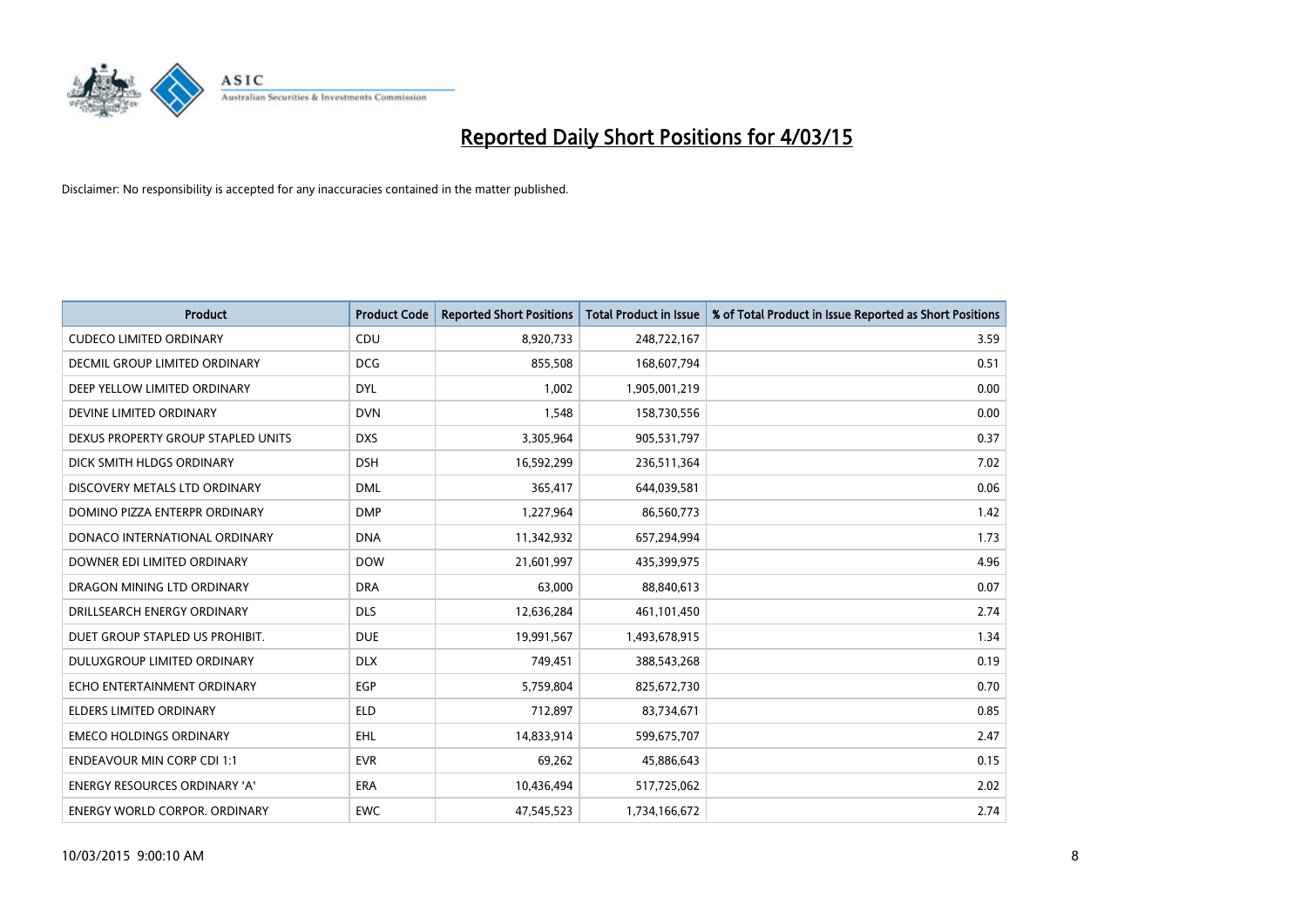# Reported Daily Short Positions for 4/03/15

Disclaimer: No responsibility is accepted for any inaccuracies contained in the matter published.

| Product | Product Code | Reported Short Positions | Total Product in Issue | % of Total Product in Issue Reported as Short Positions |
|---|---|---|---|---|
| CUDECO LIMITED ORDINARY | CDU | 8,920,733 | 248,722,167 | 3.59 |
| DECMIL GROUP LIMITED ORDINARY | DCG | 855,508 | 168,607,794 | 0.51 |
| DEEP YELLOW LIMITED ORDINARY | DYL | 1,002 | 1,905,001,219 | 0.00 |
| DEVINE LIMITED ORDINARY | DVN | 1,548 | 158,730,556 | 0.00 |
| DEXUS PROPERTY GROUP STAPLED UNITS | DXS | 3,305,964 | 905,531,797 | 0.37 |
| DICK SMITH HLDGS ORDINARY | DSH | 16,592,299 | 236,511,364 | 7.02 |
| DISCOVERY METALS LTD ORDINARY | DML | 365,417 | 644,039,581 | 0.06 |
| DOMINO PIZZA ENTERPR ORDINARY | DMP | 1,227,964 | 86,560,773 | 1.42 |
| DONACO INTERNATIONAL ORDINARY | DNA | 11,342,932 | 657,294,994 | 1.73 |
| DOWNER EDI LIMITED ORDINARY | DOW | 21,601,997 | 435,399,975 | 4.96 |
| DRAGON MINING LTD ORDINARY | DRA | 63,000 | 88,840,613 | 0.07 |
| DRILLSEARCH ENERGY ORDINARY | DLS | 12,636,284 | 461,101,450 | 2.74 |
| DUET GROUP STAPLED US PROHIBIT. | DUE | 19,991,567 | 1,493,678,915 | 1.34 |
| DULUXGROUP LIMITED ORDINARY | DLX | 749,451 | 388,543,268 | 0.19 |
| ECHO ENTERTAINMENT ORDINARY | EGP | 5,759,804 | 825,672,730 | 0.70 |
| ELDERS LIMITED ORDINARY | ELD | 712,897 | 83,734,671 | 0.85 |
| EMECO HOLDINGS ORDINARY | EHL | 14,833,914 | 599,675,707 | 2.47 |
| ENDEAVOUR MIN CORP CDI 1:1 | EVR | 69,262 | 45,886,643 | 0.15 |
| ENERGY RESOURCES ORDINARY 'A' | ERA | 10,436,494 | 517,725,062 | 2.02 |
| ENERGY WORLD CORPOR. ORDINARY | EWC | 47,545,523 | 1,734,166,672 | 2.74 |

10/03/2015 9:00:10 AM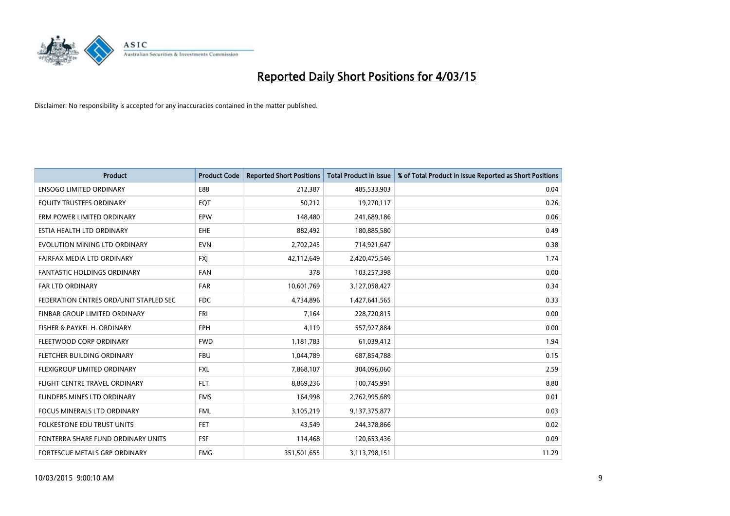# Reported Daily Short Positions for 4/03/15

Disclaimer: No responsibility is accepted for any inaccuracies contained in the matter published.

| Product | Product Code | Reported Short Positions | Total Product in Issue | % of Total Product in Issue Reported as Short Positions |
|---|---|---|---|---|
| ENSOGO LIMITED ORDINARY | E88 | 212,387 | 485,533,903 | 0.04 |
| EQUITY TRUSTEES ORDINARY | EQT | 50,212 | 19,270,117 | 0.26 |
| ERM POWER LIMITED ORDINARY | EPW | 148,480 | 241,689,186 | 0.06 |
| ESTIA HEALTH LTD ORDINARY | EHE | 882,492 | 180,885,580 | 0.49 |
| EVOLUTION MINING LTD ORDINARY | EVN | 2,702,245 | 714,921,647 | 0.38 |
| FAIRFAX MEDIA LTD ORDINARY | FXJ | 42,112,649 | 2,420,475,546 | 1.74 |
| FANTASTIC HOLDINGS ORDINARY | FAN | 378 | 103,257,398 | 0.00 |
| FAR LTD ORDINARY | FAR | 10,601,769 | 3,127,058,427 | 0.34 |
| FEDERATION CNTRES ORD/UNIT STAPLED SEC | FDC | 4,734,896 | 1,427,641,565 | 0.33 |
| FINBAR GROUP LIMITED ORDINARY | FRI | 7,164 | 228,720,815 | 0.00 |
| FISHER & PAYKEL H. ORDINARY | FPH | 4,119 | 557,927,884 | 0.00 |
| FLEETWOOD CORP ORDINARY | FWD | 1,181,783 | 61,039,412 | 1.94 |
| FLETCHER BUILDING ORDINARY | FBU | 1,044,789 | 687,854,788 | 0.15 |
| FLEXIGROUP LIMITED ORDINARY | FXL | 7,868,107 | 304,096,060 | 2.59 |
| FLIGHT CENTRE TRAVEL ORDINARY | FLT | 8,869,236 | 100,745,991 | 8.80 |
| FLINDERS MINES LTD ORDINARY | FMS | 164,998 | 2,762,995,689 | 0.01 |
| FOCUS MINERALS LTD ORDINARY | FML | 3,105,219 | 9,137,375,877 | 0.03 |
| FOLKESTONE EDU TRUST UNITS | FET | 43,549 | 244,378,866 | 0.02 |
| FONTERRA SHARE FUND ORDINARY UNITS | FSF | 114,468 | 120,653,436 | 0.09 |
| FORTESCUE METALS GRP ORDINARY | FMG | 351,501,655 | 3,113,798,151 | 11.29 |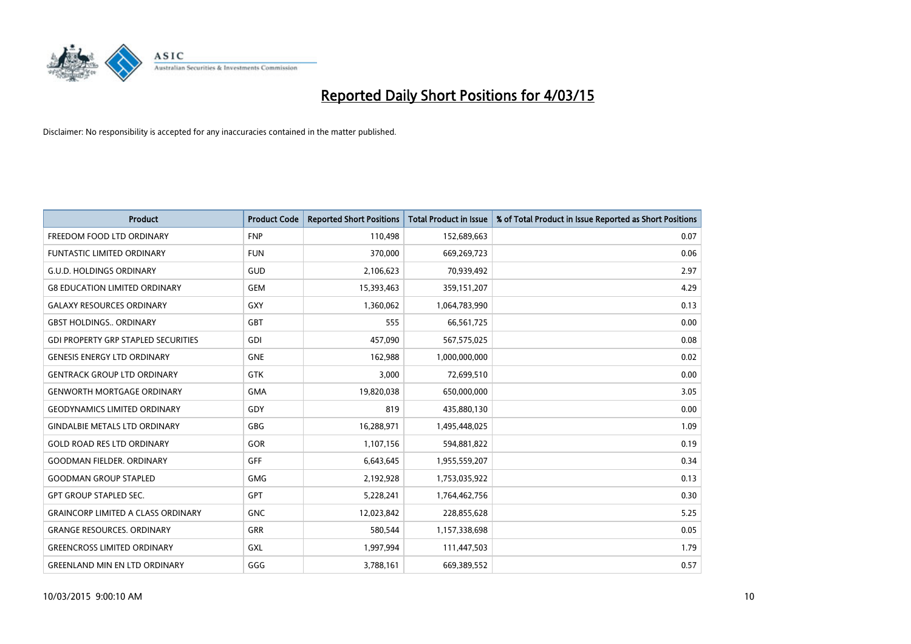# Reported Daily Short Positions for 4/03/15

Disclaimer: No responsibility is accepted for any inaccuracies contained in the matter published.

| Product | Product Code | Reported Short Positions | Total Product in Issue | % of Total Product in Issue Reported as Short Positions |
|---|---|---|---|---|
| FREEDOM FOOD LTD ORDINARY | FNP | 110,498 | 152,689,663 | 0.07 |
| FUNTASTIC LIMITED ORDINARY | FUN | 370,000 | 669,269,723 | 0.06 |
| G.U.D. HOLDINGS ORDINARY | GUD | 2,106,623 | 70,939,492 | 2.97 |
| G8 EDUCATION LIMITED ORDINARY | GEM | 15,393,463 | 359,151,207 | 4.29 |
| GALAXY RESOURCES ORDINARY | GXY | 1,360,062 | 1,064,783,990 | 0.13 |
| GBST HOLDINGS.. ORDINARY | GBT | 555 | 66,561,725 | 0.00 |
| GDI PROPERTY GRP STAPLED SECURITIES | GDI | 457,090 | 567,575,025 | 0.08 |
| GENESIS ENERGY LTD ORDINARY | GNE | 162,988 | 1,000,000,000 | 0.02 |
| GENTRACK GROUP LTD ORDINARY | GTK | 3,000 | 72,699,510 | 0.00 |
| GENWORTH MORTGAGE ORDINARY | GMA | 19,820,038 | 650,000,000 | 3.05 |
| GEODYNAMICS LIMITED ORDINARY | GDY | 819 | 435,880,130 | 0.00 |
| GINDALBIE METALS LTD ORDINARY | GBG | 16,288,971 | 1,495,448,025 | 1.09 |
| GOLD ROAD RES LTD ORDINARY | GOR | 1,107,156 | 594,881,822 | 0.19 |
| GOODMAN FIELDER. ORDINARY | GFF | 6,643,645 | 1,955,559,207 | 0.34 |
| GOODMAN GROUP STAPLED | GMG | 2,192,928 | 1,753,035,922 | 0.13 |
| GPT GROUP STAPLED SEC. | GPT | 5,228,241 | 1,764,462,756 | 0.30 |
| GRAINCORP LIMITED A CLASS ORDINARY | GNC | 12,023,842 | 228,855,628 | 5.25 |
| GRANGE RESOURCES. ORDINARY | GRR | 580,544 | 1,157,338,698 | 0.05 |
| GREENCROSS LIMITED ORDINARY | GXL | 1,997,994 | 111,447,503 | 1.79 |
| GREENLAND MIN EN LTD ORDINARY | GGG | 3,788,161 | 669,389,552 | 0.57 |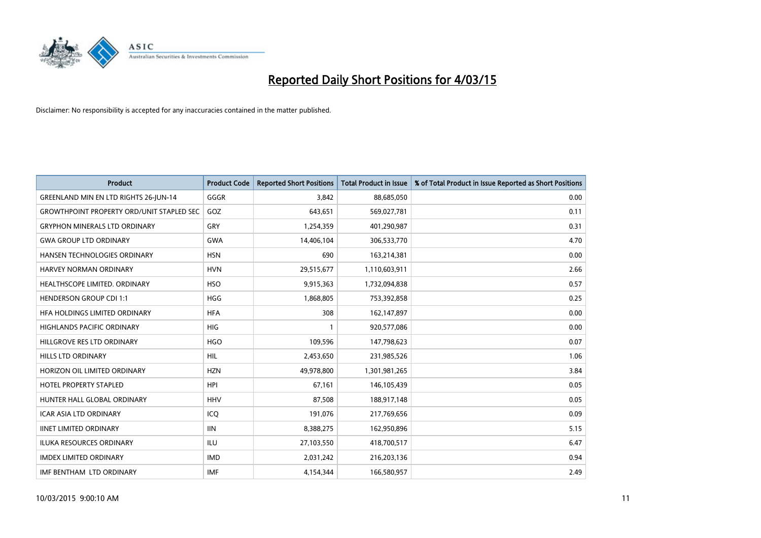# Reported Daily Short Positions for 4/03/15

Disclaimer: No responsibility is accepted for any inaccuracies contained in the matter published.

| Product | Product Code | Reported Short Positions | Total Product in Issue | % of Total Product in Issue Reported as Short Positions |
| --- | --- | --- | --- | --- |
| GREENLAND MIN EN LTD RIGHTS 26-JUN-14 | GGGR | 3,842 | 88,685,050 | 0.00 |
| GROWTHPOINT PROPERTY ORD/UNIT STAPLED SEC | GOZ | 643,651 | 569,027,781 | 0.11 |
| GRYPHON MINERALS LTD ORDINARY | GRY | 1,254,359 | 401,290,987 | 0.31 |
| GWA GROUP LTD ORDINARY | GWA | 14,406,104 | 306,533,770 | 4.70 |
| HANSEN TECHNOLOGIES ORDINARY | HSN | 690 | 163,214,381 | 0.00 |
| HARVEY NORMAN ORDINARY | HVN | 29,515,677 | 1,110,603,911 | 2.66 |
| HEALTHSCOPE LIMITED. ORDINARY | HSO | 9,915,363 | 1,732,094,838 | 0.57 |
| HENDERSON GROUP CDI 1:1 | HGG | 1,868,805 | 753,392,858 | 0.25 |
| HFA HOLDINGS LIMITED ORDINARY | HFA | 308 | 162,147,897 | 0.00 |
| HIGHLANDS PACIFIC ORDINARY | HIG | 1 | 920,577,086 | 0.00 |
| HILLGROVE RES LTD ORDINARY | HGO | 109,596 | 147,798,623 | 0.07 |
| HILLS LTD ORDINARY | HIL | 2,453,650 | 231,985,526 | 1.06 |
| HORIZON OIL LIMITED ORDINARY | HZN | 49,978,800 | 1,301,981,265 | 3.84 |
| HOTEL PROPERTY STAPLED | HPI | 67,161 | 146,105,439 | 0.05 |
| HUNTER HALL GLOBAL ORDINARY | HHV | 87,508 | 188,917,148 | 0.05 |
| ICAR ASIA LTD ORDINARY | ICQ | 191,076 | 217,769,656 | 0.09 |
| IINET LIMITED ORDINARY | IIN | 8,388,275 | 162,950,896 | 5.15 |
| ILUKA RESOURCES ORDINARY | ILU | 27,103,550 | 418,700,517 | 6.47 |
| IMDEX LIMITED ORDINARY | IMD | 2,031,242 | 216,203,136 | 0.94 |
| IMF BENTHAM LTD ORDINARY | IMF | 4,154,344 | 166,580,957 | 2.49 |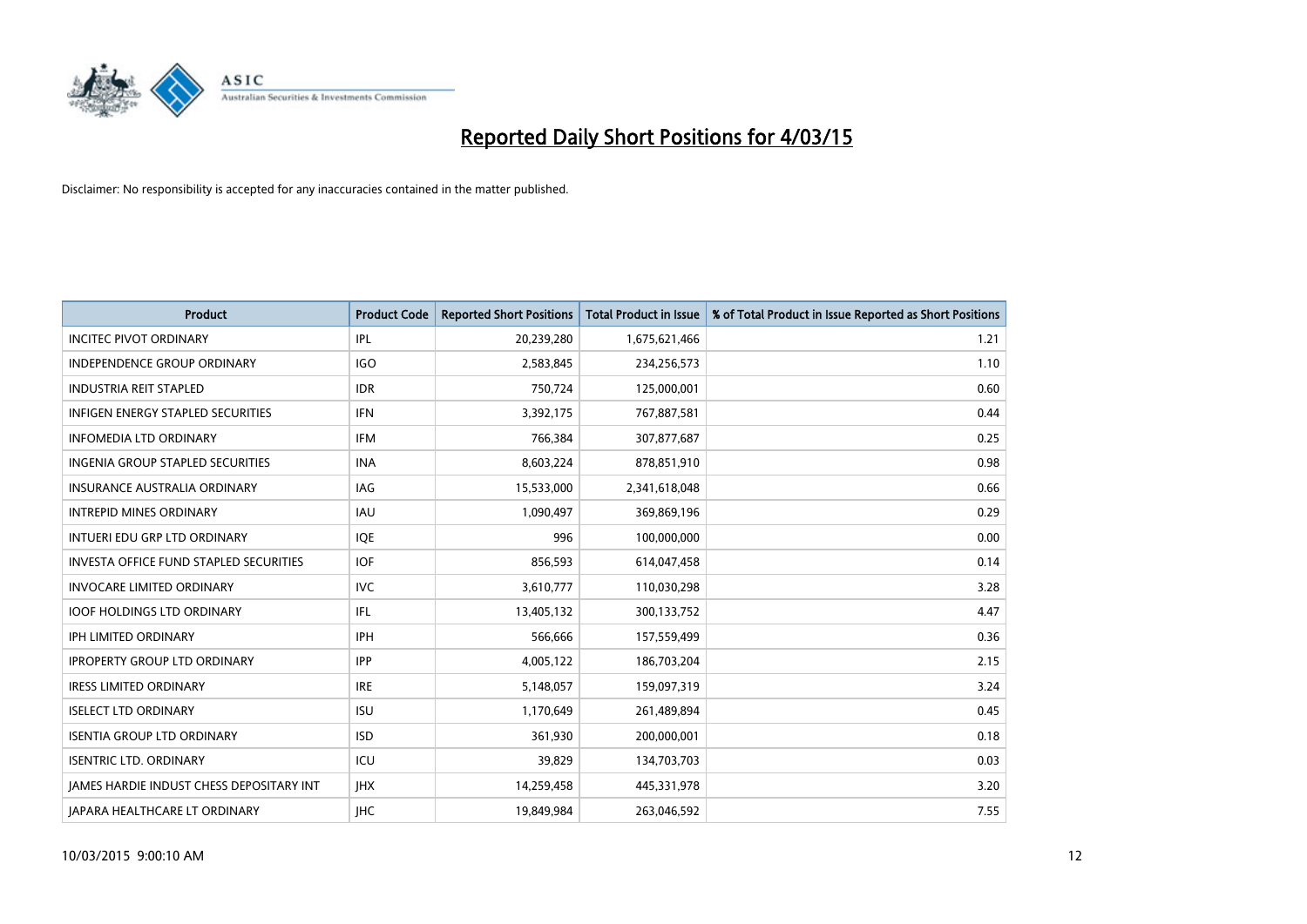# Reported Daily Short Positions for 4/03/15

Disclaimer: No responsibility is accepted for any inaccuracies contained in the matter published.

| Product | Product Code | Reported Short Positions | Total Product in Issue | % of Total Product in Issue Reported as Short Positions |
|---|---|---|---|---|
| INCITEC PIVOT ORDINARY | IPL | 20,239,280 | 1,675,621,466 | 1.21 |
| INDEPENDENCE GROUP ORDINARY | IGO | 2,583,845 | 234,256,573 | 1.10 |
| INDUSTRIA REIT STAPLED | IDR | 750,724 | 125,000,001 | 0.60 |
| INFIGEN ENERGY STAPLED SECURITIES | IFN | 3,392,175 | 767,887,581 | 0.44 |
| INFOMEDIA LTD ORDINARY | IFM | 766,384 | 307,877,687 | 0.25 |
| INGENIA GROUP STAPLED SECURITIES | INA | 8,603,224 | 878,851,910 | 0.98 |
| INSURANCE AUSTRALIA ORDINARY | IAG | 15,533,000 | 2,341,618,048 | 0.66 |
| INTREPID MINES ORDINARY | IAU | 1,090,497 | 369,869,196 | 0.29 |
| INTUERI EDU GRP LTD ORDINARY | IQE | 996 | 100,000,000 | 0.00 |
| INVESTA OFFICE FUND STAPLED SECURITIES | IOF | 856,593 | 614,047,458 | 0.14 |
| INVOCARE LIMITED ORDINARY | IVC | 3,610,777 | 110,030,298 | 3.28 |
| IOOF HOLDINGS LTD ORDINARY | IFL | 13,405,132 | 300,133,752 | 4.47 |
| IPH LIMITED ORDINARY | IPH | 566,666 | 157,559,499 | 0.36 |
| IPROPERTY GROUP LTD ORDINARY | IPP | 4,005,122 | 186,703,204 | 2.15 |
| IRESS LIMITED ORDINARY | IRE | 5,148,057 | 159,097,319 | 3.24 |
| ISELECT LTD ORDINARY | ISU | 1,170,649 | 261,489,894 | 0.45 |
| ISENTIA GROUP LTD ORDINARY | ISD | 361,930 | 200,000,001 | 0.18 |
| ISENTRIC LTD. ORDINARY | ICU | 39,829 | 134,703,703 | 0.03 |
| JAMES HARDIE INDUST CHESS DEPOSITARY INT | JHX | 14,259,458 | 445,331,978 | 3.20 |
| JAPARA HEALTHCARE LT ORDINARY | JHC | 19,849,984 | 263,046,592 | 7.55 |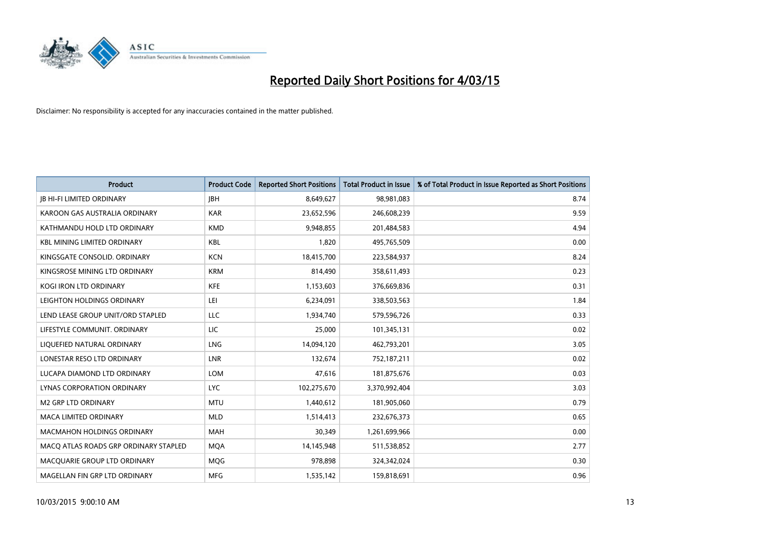# Reported Daily Short Positions for 4/03/15

Disclaimer: No responsibility is accepted for any inaccuracies contained in the matter published.

| Product | Product Code | Reported Short Positions | Total Product in Issue | % of Total Product in Issue Reported as Short Positions |
|---|---|---|---|---|
| JB HI-FI LIMITED ORDINARY | JBH | 8,649,627 | 98,981,083 | 8.74 |
| KAROON GAS AUSTRALIA ORDINARY | KAR | 23,652,596 | 246,608,239 | 9.59 |
| KATHMANDU HOLD LTD ORDINARY | KMD | 9,948,855 | 201,484,583 | 4.94 |
| KBL MINING LIMITED ORDINARY | KBL | 1,820 | 495,765,509 | 0.00 |
| KINGSGATE CONSOLID. ORDINARY | KCN | 18,415,700 | 223,584,937 | 8.24 |
| KINGSROSE MINING LTD ORDINARY | KRM | 814,490 | 358,611,493 | 0.23 |
| KOGI IRON LTD ORDINARY | KFE | 1,153,603 | 376,669,836 | 0.31 |
| LEIGHTON HOLDINGS ORDINARY | LEI | 6,234,091 | 338,503,563 | 1.84 |
| LEND LEASE GROUP UNIT/ORD STAPLED | LLC | 1,934,740 | 579,596,726 | 0.33 |
| LIFESTYLE COMMUNIT. ORDINARY | LIC | 25,000 | 101,345,131 | 0.02 |
| LIQUEFIED NATURAL ORDINARY | LNG | 14,094,120 | 462,793,201 | 3.05 |
| LONESTAR RESO LTD ORDINARY | LNR | 132,674 | 752,187,211 | 0.02 |
| LUCAPA DIAMOND LTD ORDINARY | LOM | 47,616 | 181,875,676 | 0.03 |
| LYNAS CORPORATION ORDINARY | LYC | 102,275,670 | 3,370,992,404 | 3.03 |
| M2 GRP LTD ORDINARY | MTU | 1,440,612 | 181,905,060 | 0.79 |
| MACA LIMITED ORDINARY | MLD | 1,514,413 | 232,676,373 | 0.65 |
| MACMAHON HOLDINGS ORDINARY | MAH | 30,349 | 1,261,699,966 | 0.00 |
| MACQ ATLAS ROADS GRP ORDINARY STAPLED | MQA | 14,145,948 | 511,538,852 | 2.77 |
| MACQUARIE GROUP LTD ORDINARY | MQG | 978,898 | 324,342,024 | 0.30 |
| MAGELLAN FIN GRP LTD ORDINARY | MFG | 1,535,142 | 159,818,691 | 0.96 |

10/03/2015 9:00:10 AM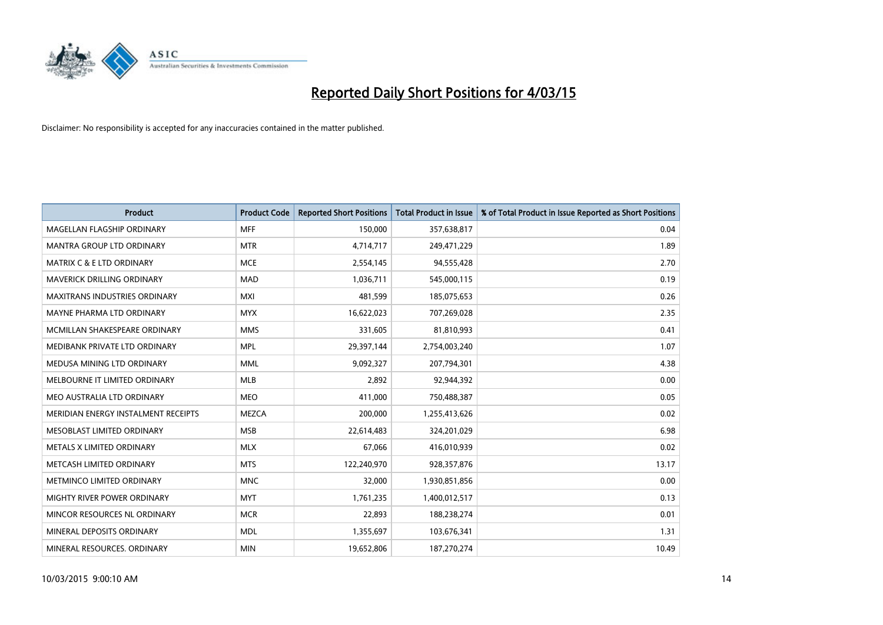# Reported Daily Short Positions for 4/03/15

Disclaimer: No responsibility is accepted for any inaccuracies contained in the matter published.

| Product | Product Code | Reported Short Positions | Total Product in Issue | % of Total Product in Issue Reported as Short Positions |
|---|---|---|---|---|
| MAGELLAN FLAGSHIP ORDINARY | MFF | 150,000 | 357,638,817 | 0.04 |
| MANTRA GROUP LTD ORDINARY | MTR | 4,714,717 | 249,471,229 | 1.89 |
| MATRIX C & E LTD ORDINARY | MCE | 2,554,145 | 94,555,428 | 2.70 |
| MAVERICK DRILLING ORDINARY | MAD | 1,036,711 | 545,000,115 | 0.19 |
| MAXITRANS INDUSTRIES ORDINARY | MXI | 481,599 | 185,075,653 | 0.26 |
| MAYNE PHARMA LTD ORDINARY | MYX | 16,622,023 | 707,269,028 | 2.35 |
| MCMILLAN SHAKESPEARE ORDINARY | MMS | 331,605 | 81,810,993 | 0.41 |
| MEDIBANK PRIVATE LTD ORDINARY | MPL | 29,397,144 | 2,754,003,240 | 1.07 |
| MEDUSA MINING LTD ORDINARY | MML | 9,092,327 | 207,794,301 | 4.38 |
| MELBOURNE IT LIMITED ORDINARY | MLB | 2,892 | 92,944,392 | 0.00 |
| MEO AUSTRALIA LTD ORDINARY | MEO | 411,000 | 750,488,387 | 0.05 |
| MERIDIAN ENERGY INSTALMENT RECEIPTS | MEZCA | 200,000 | 1,255,413,626 | 0.02 |
| MESOBLAST LIMITED ORDINARY | MSB | 22,614,483 | 324,201,029 | 6.98 |
| METALS X LIMITED ORDINARY | MLX | 67,066 | 416,010,939 | 0.02 |
| METCASH LIMITED ORDINARY | MTS | 122,240,970 | 928,357,876 | 13.17 |
| METMINCO LIMITED ORDINARY | MNC | 32,000 | 1,930,851,856 | 0.00 |
| MIGHTY RIVER POWER ORDINARY | MYT | 1,761,235 | 1,400,012,517 | 0.13 |
| MINCOR RESOURCES NL ORDINARY | MCR | 22,893 | 188,238,274 | 0.01 |
| MINERAL DEPOSITS ORDINARY | MDL | 1,355,697 | 103,676,341 | 1.31 |
| MINERAL RESOURCES. ORDINARY | MIN | 19,652,806 | 187,270,274 | 10.49 |

10/03/2015 9:00:10 AM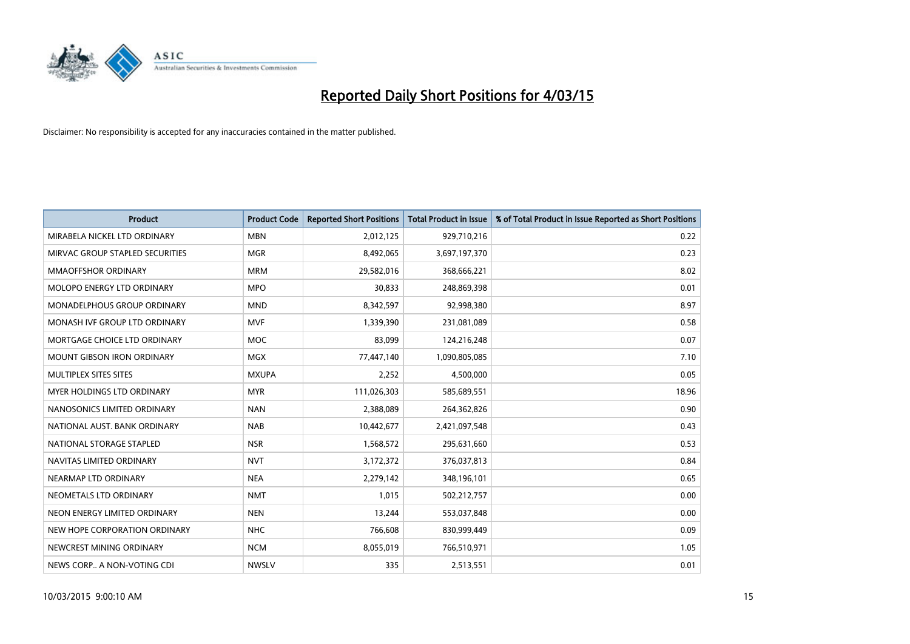# Reported Daily Short Positions for 4/03/15

Disclaimer: No responsibility is accepted for any inaccuracies contained in the matter published.

| Product | Product Code | Reported Short Positions | Total Product in Issue | % of Total Product in Issue Reported as Short Positions |
|---|---|---|---|---|
| MIRABELA NICKEL LTD ORDINARY | MBN | 2,012,125 | 929,710,216 | 0.22 |
| MIRVAC GROUP STAPLED SECURITIES | MGR | 8,492,065 | 3,697,197,370 | 0.23 |
| MMAOFFSHOR ORDINARY | MRM | 29,582,016 | 368,666,221 | 8.02 |
| MOLOPO ENERGY LTD ORDINARY | MPO | 30,833 | 248,869,398 | 0.01 |
| MONADELPHOUS GROUP ORDINARY | MND | 8,342,597 | 92,998,380 | 8.97 |
| MONASH IVF GROUP LTD ORDINARY | MVF | 1,339,390 | 231,081,089 | 0.58 |
| MORTGAGE CHOICE LTD ORDINARY | MOC | 83,099 | 124,216,248 | 0.07 |
| MOUNT GIBSON IRON ORDINARY | MGX | 77,447,140 | 1,090,805,085 | 7.10 |
| MULTIPLEX SITES SITES | MXUPA | 2,252 | 4,500,000 | 0.05 |
| MYER HOLDINGS LTD ORDINARY | MYR | 111,026,303 | 585,689,551 | 18.96 |
| NANOSONICS LIMITED ORDINARY | NAN | 2,388,089 | 264,362,826 | 0.90 |
| NATIONAL AUST. BANK ORDINARY | NAB | 10,442,677 | 2,421,097,548 | 0.43 |
| NATIONAL STORAGE STAPLED | NSR | 1,568,572 | 295,631,660 | 0.53 |
| NAVITAS LIMITED ORDINARY | NVT | 3,172,372 | 376,037,813 | 0.84 |
| NEARMAP LTD ORDINARY | NEA | 2,279,142 | 348,196,101 | 0.65 |
| NEOMETALS LTD ORDINARY | NMT | 1,015 | 502,212,757 | 0.00 |
| NEON ENERGY LIMITED ORDINARY | NEN | 13,244 | 553,037,848 | 0.00 |
| NEW HOPE CORPORATION ORDINARY | NHC | 766,608 | 830,999,449 | 0.09 |
| NEWCREST MINING ORDINARY | NCM | 8,055,019 | 766,510,971 | 1.05 |
| NEWS CORP.. A NON-VOTING CDI | NWSLV | 335 | 2,513,551 | 0.01 |

10/03/2015 9:00:10 AM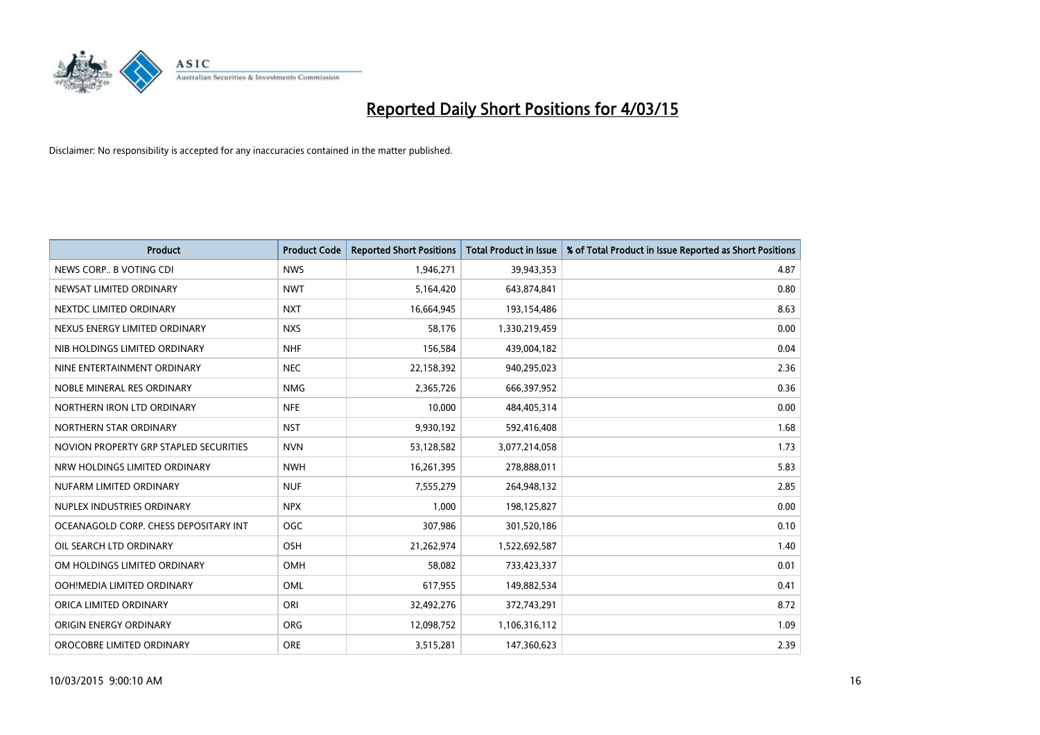# Reported Daily Short Positions for 4/03/15

Disclaimer: No responsibility is accepted for any inaccuracies contained in the matter published.

| Product | Product Code | Reported Short Positions | Total Product in Issue | % of Total Product in Issue Reported as Short Positions |
|---|---|---|---|---|
| NEWS CORP.. B VOTING CDI | NWS | 1,946,271 | 39,943,353 | 4.87 |
| NEWSAT LIMITED ORDINARY | NWT | 5,164,420 | 643,874,841 | 0.80 |
| NEXTDC LIMITED ORDINARY | NXT | 16,664,945 | 193,154,486 | 8.63 |
| NEXUS ENERGY LIMITED ORDINARY | NXS | 58,176 | 1,330,219,459 | 0.00 |
| NIB HOLDINGS LIMITED ORDINARY | NHF | 156,584 | 439,004,182 | 0.04 |
| NINE ENTERTAINMENT ORDINARY | NEC | 22,158,392 | 940,295,023 | 2.36 |
| NOBLE MINERAL RES ORDINARY | NMG | 2,365,726 | 666,397,952 | 0.36 |
| NORTHERN IRON LTD ORDINARY | NFE | 10,000 | 484,405,314 | 0.00 |
| NORTHERN STAR ORDINARY | NST | 9,930,192 | 592,416,408 | 1.68 |
| NOVION PROPERTY GRP STAPLED SECURITIES | NVN | 53,128,582 | 3,077,214,058 | 1.73 |
| NRW HOLDINGS LIMITED ORDINARY | NWH | 16,261,395 | 278,888,011 | 5.83 |
| NUFARM LIMITED ORDINARY | NUF | 7,555,279 | 264,948,132 | 2.85 |
| NUPLEX INDUSTRIES ORDINARY | NPX | 1,000 | 198,125,827 | 0.00 |
| OCEANAGOLD CORP. CHESS DEPOSITARY INT | OGC | 307,986 | 301,520,186 | 0.10 |
| OIL SEARCH LTD ORDINARY | OSH | 21,262,974 | 1,522,692,587 | 1.40 |
| OM HOLDINGS LIMITED ORDINARY | OMH | 58,082 | 733,423,337 | 0.01 |
| OOH!MEDIA LIMITED ORDINARY | OML | 617,955 | 149,882,534 | 0.41 |
| ORICA LIMITED ORDINARY | ORI | 32,492,276 | 372,743,291 | 8.72 |
| ORIGIN ENERGY ORDINARY | ORG | 12,098,752 | 1,106,316,112 | 1.09 |
| OROCOBRE LIMITED ORDINARY | ORE | 3,515,281 | 147,360,623 | 2.39 |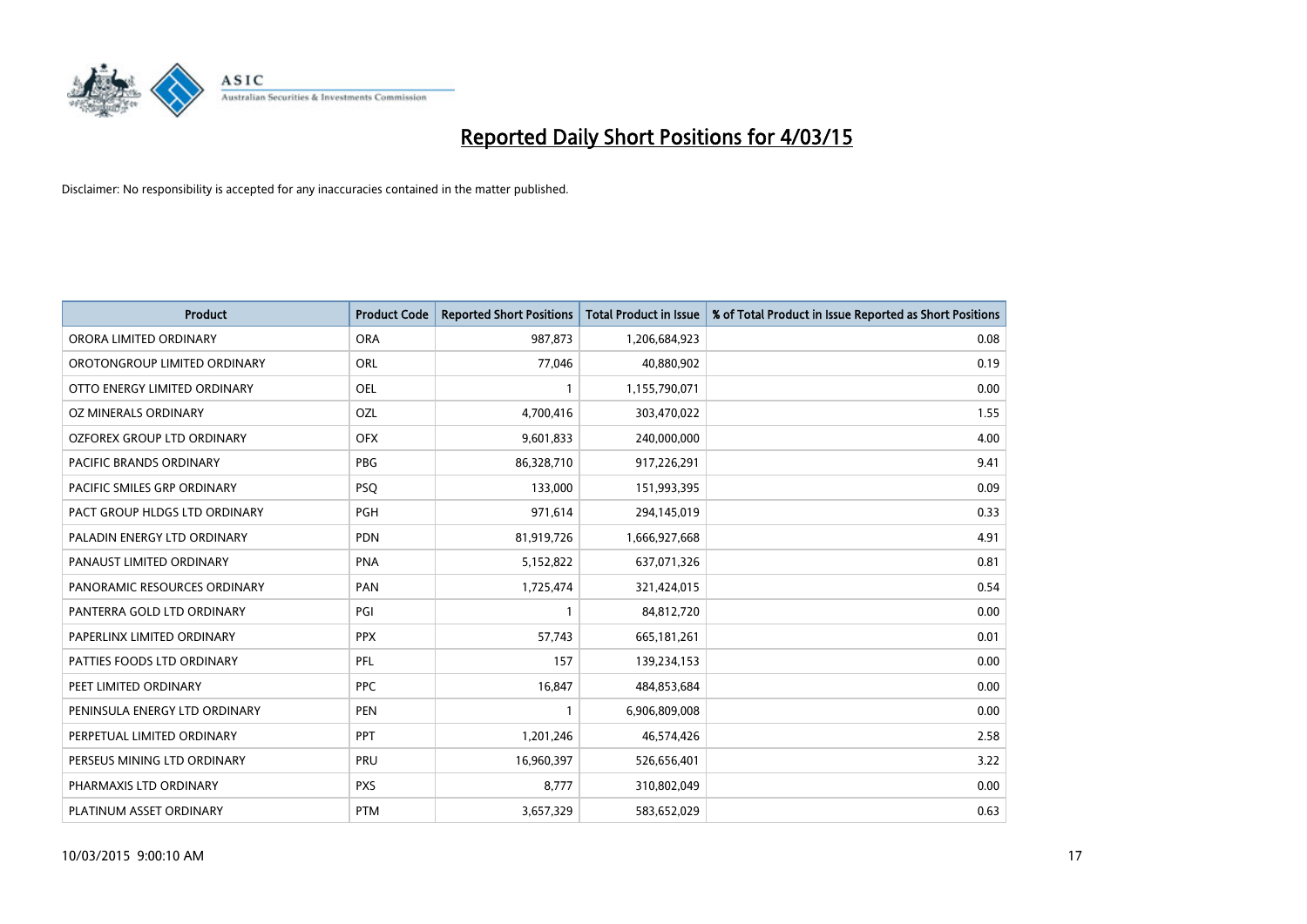# Reported Daily Short Positions for 4/03/15

Disclaimer: No responsibility is accepted for any inaccuracies contained in the matter published.

| Product | Product Code | Reported Short Positions | Total Product in Issue | % of Total Product in Issue Reported as Short Positions |
|---|---|---|---|---|
| ORORA LIMITED ORDINARY | ORA | 987,873 | 1,206,684,923 | 0.08 |
| OROTONGROUP LIMITED ORDINARY | ORL | 77,046 | 40,880,902 | 0.19 |
| OTTO ENERGY LIMITED ORDINARY | OEL | 1 | 1,155,790,071 | 0.00 |
| OZ MINERALS ORDINARY | OZL | 4,700,416 | 303,470,022 | 1.55 |
| OZFOREX GROUP LTD ORDINARY | OFX | 9,601,833 | 240,000,000 | 4.00 |
| PACIFIC BRANDS ORDINARY | PBG | 86,328,710 | 917,226,291 | 9.41 |
| PACIFIC SMILES GRP ORDINARY | PSQ | 133,000 | 151,993,395 | 0.09 |
| PACT GROUP HLDGS LTD ORDINARY | PGH | 971,614 | 294,145,019 | 0.33 |
| PALADIN ENERGY LTD ORDINARY | PDN | 81,919,726 | 1,666,927,668 | 4.91 |
| PANAUST LIMITED ORDINARY | PNA | 5,152,822 | 637,071,326 | 0.81 |
| PANORAMIC RESOURCES ORDINARY | PAN | 1,725,474 | 321,424,015 | 0.54 |
| PANTERRA GOLD LTD ORDINARY | PGI | 1 | 84,812,720 | 0.00 |
| PAPERLINX LIMITED ORDINARY | PPX | 57,743 | 665,181,261 | 0.01 |
| PATTIES FOODS LTD ORDINARY | PFL | 157 | 139,234,153 | 0.00 |
| PEET LIMITED ORDINARY | PPC | 16,847 | 484,853,684 | 0.00 |
| PENINSULA ENERGY LTD ORDINARY | PEN | 1 | 6,906,809,008 | 0.00 |
| PERPETUAL LIMITED ORDINARY | PPT | 1,201,246 | 46,574,426 | 2.58 |
| PERSEUS MINING LTD ORDINARY | PRU | 16,960,397 | 526,656,401 | 3.22 |
| PHARMAXIS LTD ORDINARY | PXS | 8,777 | 310,802,049 | 0.00 |
| PLATINUM ASSET ORDINARY | PTM | 3,657,329 | 583,652,029 | 0.63 |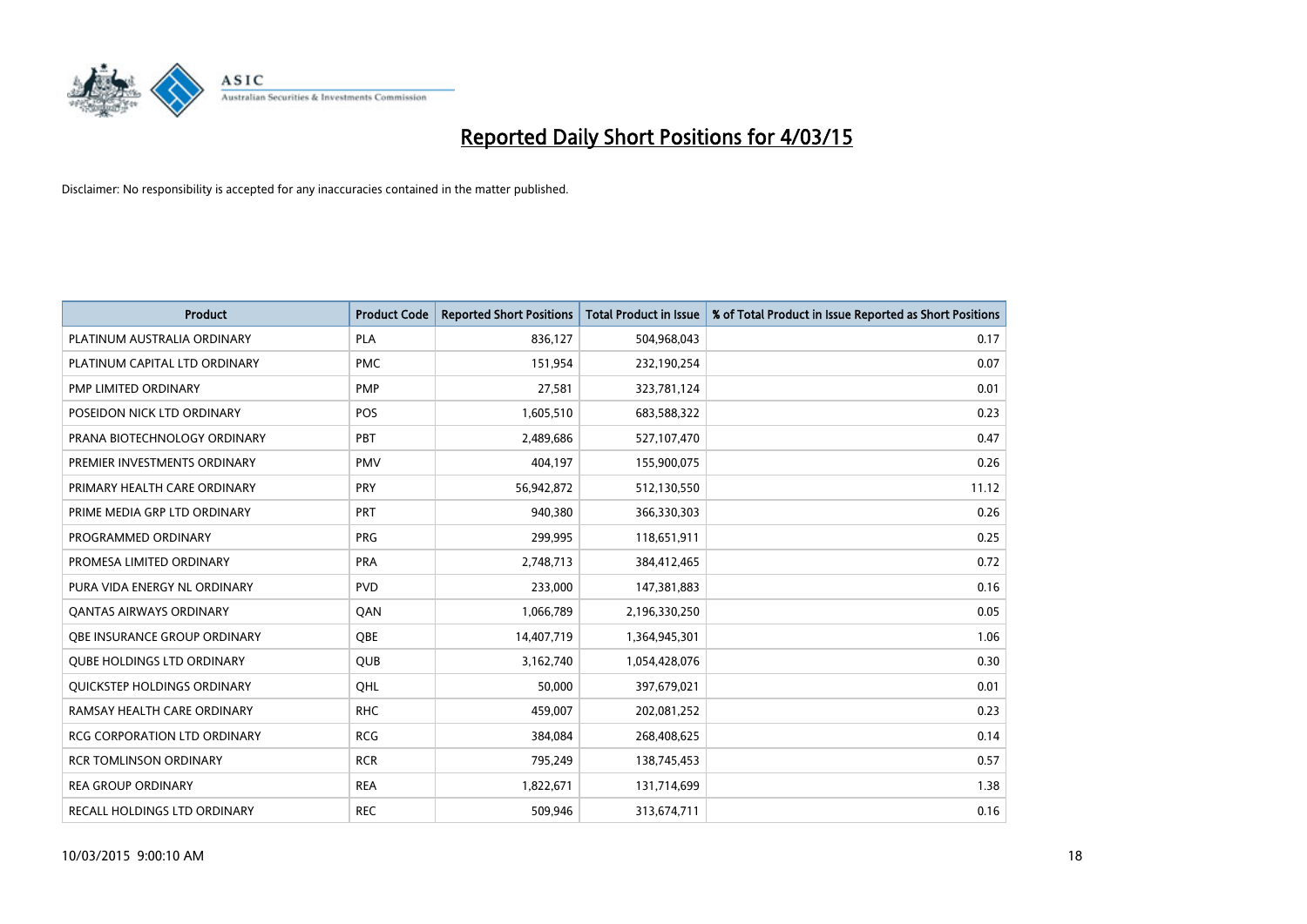# Reported Daily Short Positions for 4/03/15

Disclaimer: No responsibility is accepted for any inaccuracies contained in the matter published.

| Product | Product Code | Reported Short Positions | Total Product in Issue | % of Total Product in Issue Reported as Short Positions |
|---|---|---|---|---|
| PLATINUM AUSTRALIA ORDINARY | PLA | 836,127 | 504,968,043 | 0.17 |
| PLATINUM CAPITAL LTD ORDINARY | PMC | 151,954 | 232,190,254 | 0.07 |
| PMP LIMITED ORDINARY | PMP | 27,581 | 323,781,124 | 0.01 |
| POSEIDON NICK LTD ORDINARY | POS | 1,605,510 | 683,588,322 | 0.23 |
| PRANA BIOTECHNOLOGY ORDINARY | PBT | 2,489,686 | 527,107,470 | 0.47 |
| PREMIER INVESTMENTS ORDINARY | PMV | 404,197 | 155,900,075 | 0.26 |
| PRIMARY HEALTH CARE ORDINARY | PRY | 56,942,872 | 512,130,550 | 11.12 |
| PRIME MEDIA GRP LTD ORDINARY | PRT | 940,380 | 366,330,303 | 0.26 |
| PROGRAMMED ORDINARY | PRG | 299,995 | 118,651,911 | 0.25 |
| PROMESA LIMITED ORDINARY | PRA | 2,748,713 | 384,412,465 | 0.72 |
| PURA VIDA ENERGY NL ORDINARY | PVD | 233,000 | 147,381,883 | 0.16 |
| QANTAS AIRWAYS ORDINARY | QAN | 1,066,789 | 2,196,330,250 | 0.05 |
| QBE INSURANCE GROUP ORDINARY | QBE | 14,407,719 | 1,364,945,301 | 1.06 |
| QUBE HOLDINGS LTD ORDINARY | QUB | 3,162,740 | 1,054,428,076 | 0.30 |
| QUICKSTEP HOLDINGS ORDINARY | QHL | 50,000 | 397,679,021 | 0.01 |
| RAMSAY HEALTH CARE ORDINARY | RHC | 459,007 | 202,081,252 | 0.23 |
| RCG CORPORATION LTD ORDINARY | RCG | 384,084 | 268,408,625 | 0.14 |
| RCR TOMLINSON ORDINARY | RCR | 795,249 | 138,745,453 | 0.57 |
| REA GROUP ORDINARY | REA | 1,822,671 | 131,714,699 | 1.38 |
| RECALL HOLDINGS LTD ORDINARY | REC | 509,946 | 313,674,711 | 0.16 |

10/03/2015 9:00:10 AM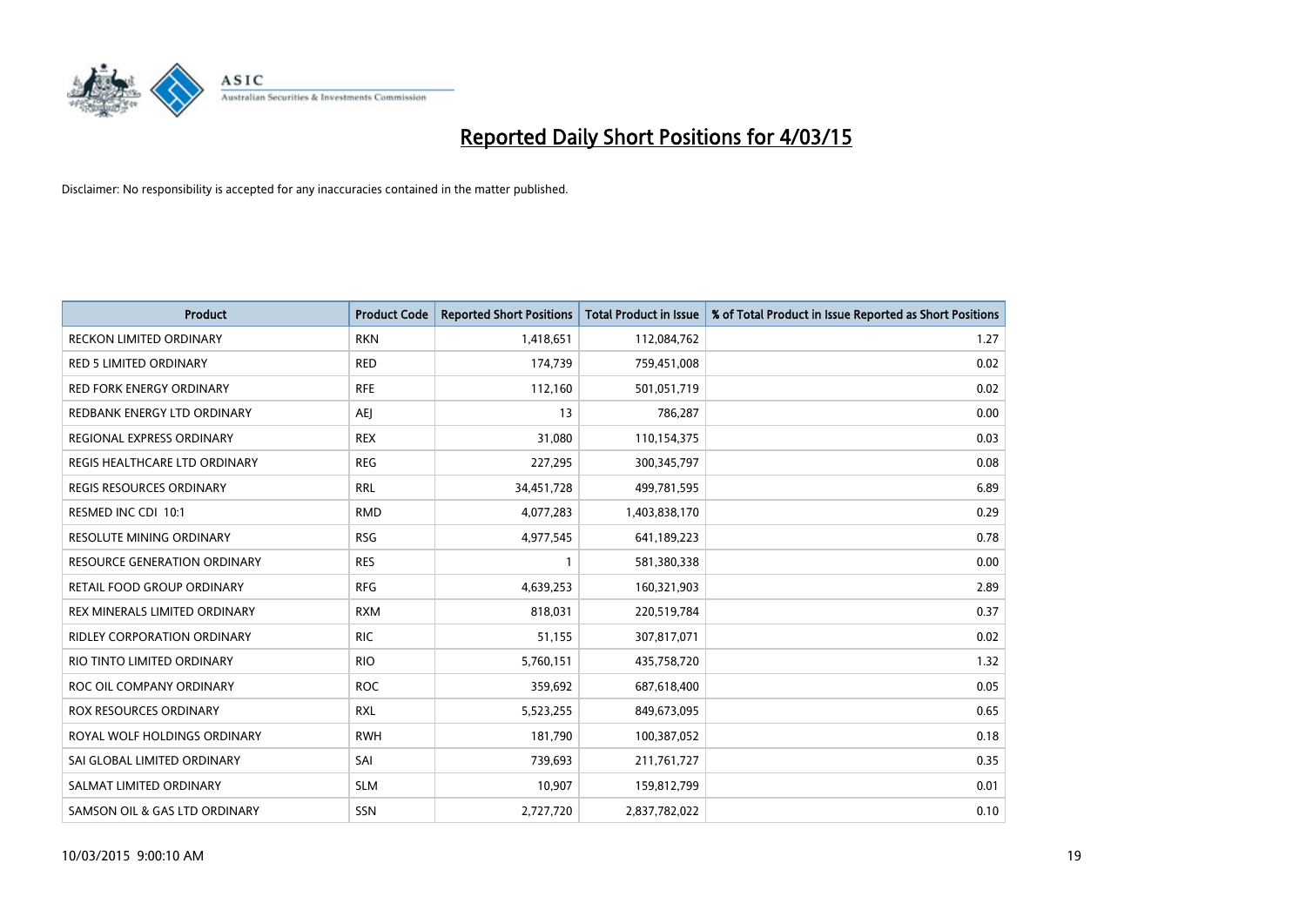# Reported Daily Short Positions for 4/03/15

Disclaimer: No responsibility is accepted for any inaccuracies contained in the matter published.

| Product | Product Code | Reported Short Positions | Total Product in Issue | % of Total Product in Issue Reported as Short Positions |
|---|---|---|---|---|
| RECKON LIMITED ORDINARY | RKN | 1,418,651 | 112,084,762 | 1.27 |
| RED 5 LIMITED ORDINARY | RED | 174,739 | 759,451,008 | 0.02 |
| RED FORK ENERGY ORDINARY | RFE | 112,160 | 501,051,719 | 0.02 |
| REDBANK ENERGY LTD ORDINARY | AEJ | 13 | 786,287 | 0.00 |
| REGIONAL EXPRESS ORDINARY | REX | 31,080 | 110,154,375 | 0.03 |
| REGIS HEALTHCARE LTD ORDINARY | REG | 227,295 | 300,345,797 | 0.08 |
| REGIS RESOURCES ORDINARY | RRL | 34,451,728 | 499,781,595 | 6.89 |
| RESMED INC CDI 10:1 | RMD | 4,077,283 | 1,403,838,170 | 0.29 |
| RESOLUTE MINING ORDINARY | RSG | 4,977,545 | 641,189,223 | 0.78 |
| RESOURCE GENERATION ORDINARY | RES | 1 | 581,380,338 | 0.00 |
| RETAIL FOOD GROUP ORDINARY | RFG | 4,639,253 | 160,321,903 | 2.89 |
| REX MINERALS LIMITED ORDINARY | RXM | 818,031 | 220,519,784 | 0.37 |
| RIDLEY CORPORATION ORDINARY | RIC | 51,155 | 307,817,071 | 0.02 |
| RIO TINTO LIMITED ORDINARY | RIO | 5,760,151 | 435,758,720 | 1.32 |
| ROC OIL COMPANY ORDINARY | ROC | 359,692 | 687,618,400 | 0.05 |
| ROX RESOURCES ORDINARY | RXL | 5,523,255 | 849,673,095 | 0.65 |
| ROYAL WOLF HOLDINGS ORDINARY | RWH | 181,790 | 100,387,052 | 0.18 |
| SAI GLOBAL LIMITED ORDINARY | SAI | 739,693 | 211,761,727 | 0.35 |
| SALMAT LIMITED ORDINARY | SLM | 10,907 | 159,812,799 | 0.01 |
| SAMSON OIL & GAS LTD ORDINARY | SSN | 2,727,720 | 2,837,782,022 | 0.10 |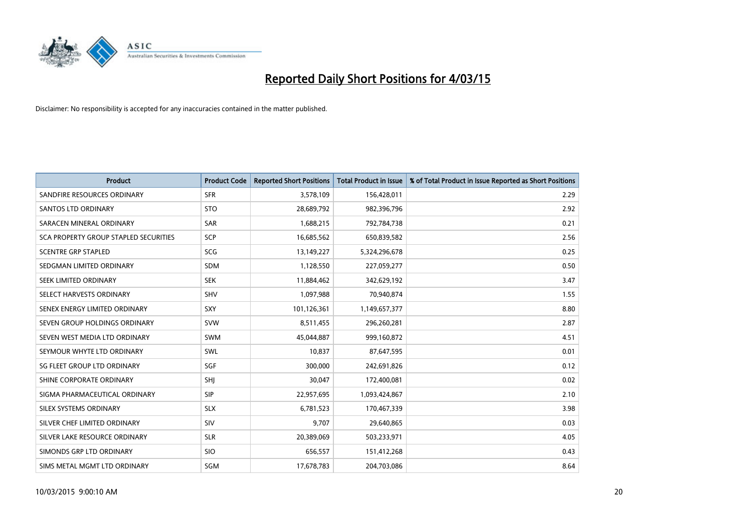# Reported Daily Short Positions for 4/03/15

Disclaimer: No responsibility is accepted for any inaccuracies contained in the matter published.

| Product | Product Code | Reported Short Positions | Total Product in Issue | % of Total Product in Issue Reported as Short Positions |
|---|---|---|---|---|
| SANDFIRE RESOURCES ORDINARY | SFR | 3,578,109 | 156,428,011 | 2.29 |
| SANTOS LTD ORDINARY | STO | 28,689,792 | 982,396,796 | 2.92 |
| SARACEN MINERAL ORDINARY | SAR | 1,688,215 | 792,784,738 | 0.21 |
| SCA PROPERTY GROUP STAPLED SECURITIES | SCP | 16,685,562 | 650,839,582 | 2.56 |
| SCENTRE GRP STAPLED | SCG | 13,149,227 | 5,324,296,678 | 0.25 |
| SEDGMAN LIMITED ORDINARY | SDM | 1,128,550 | 227,059,277 | 0.50 |
| SEEK LIMITED ORDINARY | SEK | 11,884,462 | 342,629,192 | 3.47 |
| SELECT HARVESTS ORDINARY | SHV | 1,097,988 | 70,940,874 | 1.55 |
| SENEX ENERGY LIMITED ORDINARY | SXY | 101,126,361 | 1,149,657,377 | 8.80 |
| SEVEN GROUP HOLDINGS ORDINARY | SVW | 8,511,455 | 296,260,281 | 2.87 |
| SEVEN WEST MEDIA LTD ORDINARY | SWM | 45,044,887 | 999,160,872 | 4.51 |
| SEYMOUR WHYTE LTD ORDINARY | SWL | 10,837 | 87,647,595 | 0.01 |
| SG FLEET GROUP LTD ORDINARY | SGF | 300,000 | 242,691,826 | 0.12 |
| SHINE CORPORATE ORDINARY | SHJ | 30,047 | 172,400,081 | 0.02 |
| SIGMA PHARMACEUTICAL ORDINARY | SIP | 22,957,695 | 1,093,424,867 | 2.10 |
| SILEX SYSTEMS ORDINARY | SLX | 6,781,523 | 170,467,339 | 3.98 |
| SILVER CHEF LIMITED ORDINARY | SIV | 9,707 | 29,640,865 | 0.03 |
| SILVER LAKE RESOURCE ORDINARY | SLR | 20,389,069 | 503,233,971 | 4.05 |
| SIMONDS GRP LTD ORDINARY | SIO | 656,557 | 151,412,268 | 0.43 |
| SIMS METAL MGMT LTD ORDINARY | SGM | 17,678,783 | 204,703,086 | 8.64 |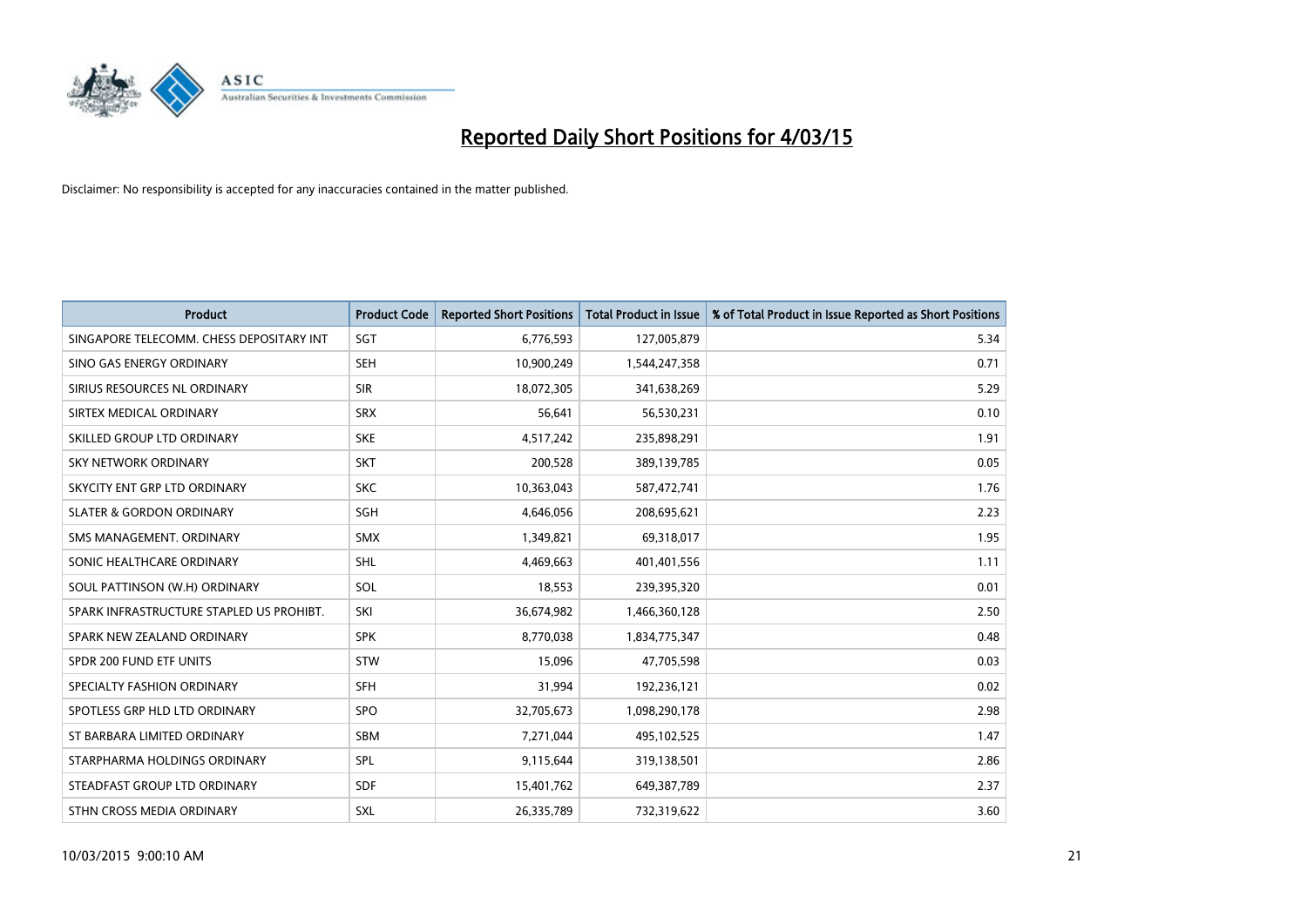# Reported Daily Short Positions for 4/03/15

Disclaimer: No responsibility is accepted for any inaccuracies contained in the matter published.

| Product | Product Code | Reported Short Positions | Total Product in Issue | % of Total Product in Issue Reported as Short Positions |
|---|---|---|---|---|
| SINGAPORE TELECOMM. CHESS DEPOSITARY INT | SGT | 6,776,593 | 127,005,879 | 5.34 |
| SINO GAS ENERGY ORDINARY | SEH | 10,900,249 | 1,544,247,358 | 0.71 |
| SIRIUS RESOURCES NL ORDINARY | SIR | 18,072,305 | 341,638,269 | 5.29 |
| SIRTEX MEDICAL ORDINARY | SRX | 56,641 | 56,530,231 | 0.10 |
| SKILLED GROUP LTD ORDINARY | SKE | 4,517,242 | 235,898,291 | 1.91 |
| SKY NETWORK ORDINARY | SKT | 200,528 | 389,139,785 | 0.05 |
| SKYCITY ENT GRP LTD ORDINARY | SKC | 10,363,043 | 587,472,741 | 1.76 |
| SLATER & GORDON ORDINARY | SGH | 4,646,056 | 208,695,621 | 2.23 |
| SMS MANAGEMENT. ORDINARY | SMX | 1,349,821 | 69,318,017 | 1.95 |
| SONIC HEALTHCARE ORDINARY | SHL | 4,469,663 | 401,401,556 | 1.11 |
| SOUL PATTINSON (W.H) ORDINARY | SOL | 18,553 | 239,395,320 | 0.01 |
| SPARK INFRASTRUCTURE STAPLED US PROHIBT. | SKI | 36,674,982 | 1,466,360,128 | 2.50 |
| SPARK NEW ZEALAND ORDINARY | SPK | 8,770,038 | 1,834,775,347 | 0.48 |
| SPDR 200 FUND ETF UNITS | STW | 15,096 | 47,705,598 | 0.03 |
| SPECIALTY FASHION ORDINARY | SFH | 31,994 | 192,236,121 | 0.02 |
| SPOTLESS GRP HLD LTD ORDINARY | SPO | 32,705,673 | 1,098,290,178 | 2.98 |
| ST BARBARA LIMITED ORDINARY | SBM | 7,271,044 | 495,102,525 | 1.47 |
| STARPHARMA HOLDINGS ORDINARY | SPL | 9,115,644 | 319,138,501 | 2.86 |
| STEADFAST GROUP LTD ORDINARY | SDF | 15,401,762 | 649,387,789 | 2.37 |
| STHN CROSS MEDIA ORDINARY | SXL | 26,335,789 | 732,319,622 | 3.60 |

10/03/2015 9:00:10 AM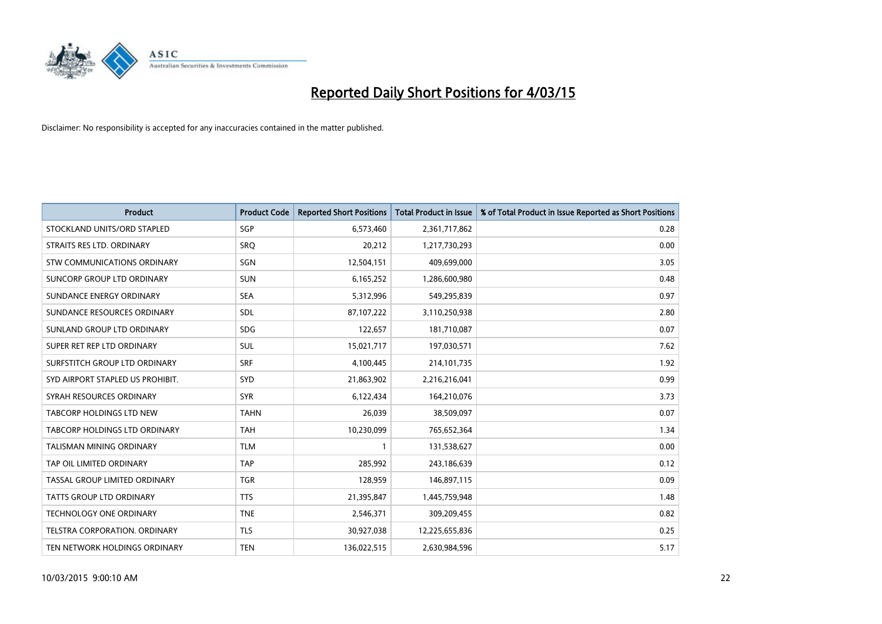# Reported Daily Short Positions for 4/03/15

Disclaimer: No responsibility is accepted for any inaccuracies contained in the matter published.

| Product | Product Code | Reported Short Positions | Total Product in Issue | % of Total Product in Issue Reported as Short Positions |
|---|---|---|---|---|
| STOCKLAND UNITS/ORD STAPLED | SGP | 6,573,460 | 2,361,717,862 | 0.28 |
| STRAITS RES LTD. ORDINARY | SRQ | 20,212 | 1,217,730,293 | 0.00 |
| STW COMMUNICATIONS ORDINARY | SGN | 12,504,151 | 409,699,000 | 3.05 |
| SUNCORP GROUP LTD ORDINARY | SUN | 6,165,252 | 1,286,600,980 | 0.48 |
| SUNDANCE ENERGY ORDINARY | SEA | 5,312,996 | 549,295,839 | 0.97 |
| SUNDANCE RESOURCES ORDINARY | SDL | 87,107,222 | 3,110,250,938 | 2.80 |
| SUNLAND GROUP LTD ORDINARY | SDG | 122,657 | 181,710,087 | 0.07 |
| SUPER RET REP LTD ORDINARY | SUL | 15,021,717 | 197,030,571 | 7.62 |
| SURFSTITCH GROUP LTD ORDINARY | SRF | 4,100,445 | 214,101,735 | 1.92 |
| SYD AIRPORT STAPLED US PROHIBIT. | SYD | 21,863,902 | 2,216,216,041 | 0.99 |
| SYRAH RESOURCES ORDINARY | SYR | 6,122,434 | 164,210,076 | 3.73 |
| TABCORP HOLDINGS LTD NEW | TAHN | 26,039 | 38,509,097 | 0.07 |
| TABCORP HOLDINGS LTD ORDINARY | TAH | 10,230,099 | 765,652,364 | 1.34 |
| TALISMAN MINING ORDINARY | TLM | 1 | 131,538,627 | 0.00 |
| TAP OIL LIMITED ORDINARY | TAP | 285,992 | 243,186,639 | 0.12 |
| TASSAL GROUP LIMITED ORDINARY | TGR | 128,959 | 146,897,115 | 0.09 |
| TATTS GROUP LTD ORDINARY | TTS | 21,395,847 | 1,445,759,948 | 1.48 |
| TECHNOLOGY ONE ORDINARY | TNE | 2,546,371 | 309,209,455 | 0.82 |
| TELSTRA CORPORATION. ORDINARY | TLS | 30,927,038 | 12,225,655,836 | 0.25 |
| TEN NETWORK HOLDINGS ORDINARY | TEN | 136,022,515 | 2,630,984,596 | 5.17 |

10/03/2015 9:00:10 AM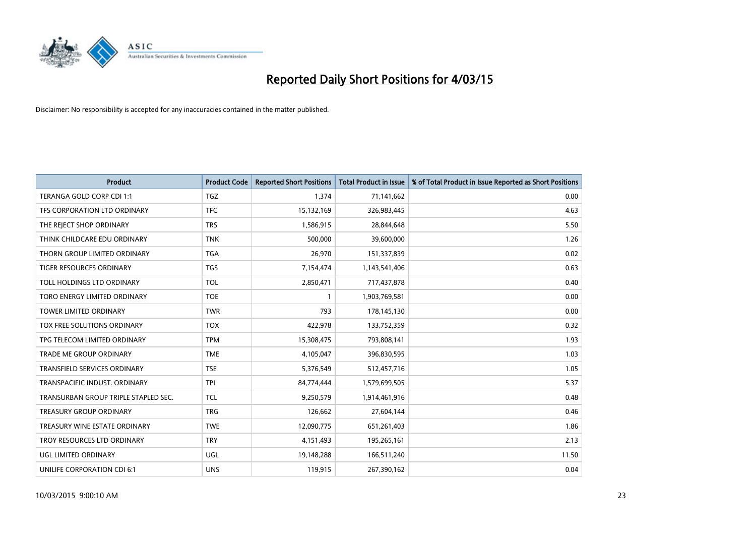# Reported Daily Short Positions for 4/03/15

Disclaimer: No responsibility is accepted for any inaccuracies contained in the matter published.

| Product | Product Code | Reported Short Positions | Total Product in Issue | % of Total Product in Issue Reported as Short Positions |
| --- | --- | --- | --- | --- |
| TERANGA GOLD CORP CDI 1:1 | TGZ | 1,374 | 71,141,662 | 0.00 |
| TFS CORPORATION LTD ORDINARY | TFC | 15,132,169 | 326,983,445 | 4.63 |
| THE REJECT SHOP ORDINARY | TRS | 1,586,915 | 28,844,648 | 5.50 |
| THINK CHILDCARE EDU ORDINARY | TNK | 500,000 | 39,600,000 | 1.26 |
| THORN GROUP LIMITED ORDINARY | TGA | 26,970 | 151,337,839 | 0.02 |
| TIGER RESOURCES ORDINARY | TGS | 7,154,474 | 1,143,541,406 | 0.63 |
| TOLL HOLDINGS LTD ORDINARY | TOL | 2,850,471 | 717,437,878 | 0.40 |
| TORO ENERGY LIMITED ORDINARY | TOE | 1 | 1,903,769,581 | 0.00 |
| TOWER LIMITED ORDINARY | TWR | 793 | 178,145,130 | 0.00 |
| TOX FREE SOLUTIONS ORDINARY | TOX | 422,978 | 133,752,359 | 0.32 |
| TPG TELECOM LIMITED ORDINARY | TPM | 15,308,475 | 793,808,141 | 1.93 |
| TRADE ME GROUP ORDINARY | TME | 4,105,047 | 396,830,595 | 1.03 |
| TRANSFIELD SERVICES ORDINARY | TSE | 5,376,549 | 512,457,716 | 1.05 |
| TRANSPACIFIC INDUST. ORDINARY | TPI | 84,774,444 | 1,579,699,505 | 5.37 |
| TRANSURBAN GROUP TRIPLE STAPLED SEC. | TCL | 9,250,579 | 1,914,461,916 | 0.48 |
| TREASURY GROUP ORDINARY | TRG | 126,662 | 27,604,144 | 0.46 |
| TREASURY WINE ESTATE ORDINARY | TWE | 12,090,775 | 651,261,403 | 1.86 |
| TROY RESOURCES LTD ORDINARY | TRY | 4,151,493 | 195,265,161 | 2.13 |
| UGL LIMITED ORDINARY | UGL | 19,148,288 | 166,511,240 | 11.50 |
| UNILIFE CORPORATION CDI 6:1 | UNS | 119,915 | 267,390,162 | 0.04 |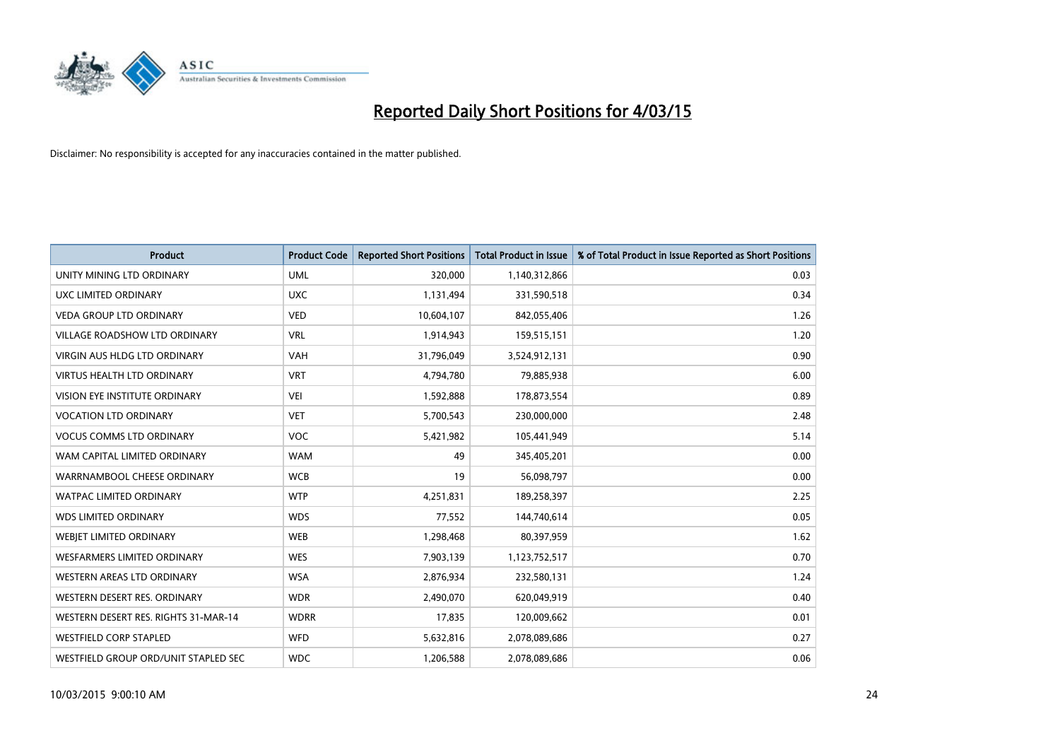# Reported Daily Short Positions for 4/03/15

Disclaimer: No responsibility is accepted for any inaccuracies contained in the matter published.

| Product | Product Code | Reported Short Positions | Total Product in Issue | % of Total Product in Issue Reported as Short Positions |
|---|---|---|---|---|
| UNITY MINING LTD ORDINARY | UML | 320,000 | 1,140,312,866 | 0.03 |
| UXC LIMITED ORDINARY | UXC | 1,131,494 | 331,590,518 | 0.34 |
| VEDA GROUP LTD ORDINARY | VED | 10,604,107 | 842,055,406 | 1.26 |
| VILLAGE ROADSHOW LTD ORDINARY | VRL | 1,914,943 | 159,515,151 | 1.20 |
| VIRGIN AUS HLDG LTD ORDINARY | VAH | 31,796,049 | 3,524,912,131 | 0.90 |
| VIRTUS HEALTH LTD ORDINARY | VRT | 4,794,780 | 79,885,938 | 6.00 |
| VISION EYE INSTITUTE ORDINARY | VEI | 1,592,888 | 178,873,554 | 0.89 |
| VOCATION LTD ORDINARY | VET | 5,700,543 | 230,000,000 | 2.48 |
| VOCUS COMMS LTD ORDINARY | VOC | 5,421,982 | 105,441,949 | 5.14 |
| WAM CAPITAL LIMITED ORDINARY | WAM | 49 | 345,405,201 | 0.00 |
| WARRNAMBOOL CHEESE ORDINARY | WCB | 19 | 56,098,797 | 0.00 |
| WATPAC LIMITED ORDINARY | WTP | 4,251,831 | 189,258,397 | 2.25 |
| WDS LIMITED ORDINARY | WDS | 77,552 | 144,740,614 | 0.05 |
| WEBJET LIMITED ORDINARY | WEB | 1,298,468 | 80,397,959 | 1.62 |
| WESFARMERS LIMITED ORDINARY | WES | 7,903,139 | 1,123,752,517 | 0.70 |
| WESTERN AREAS LTD ORDINARY | WSA | 2,876,934 | 232,580,131 | 1.24 |
| WESTERN DESERT RES. ORDINARY | WDR | 2,490,070 | 620,049,919 | 0.40 |
| WESTERN DESERT RES. RIGHTS 31-MAR-14 | WDRR | 17,835 | 120,009,662 | 0.01 |
| WESTFIELD CORP STAPLED | WFD | 5,632,816 | 2,078,089,686 | 0.27 |
| WESTFIELD GROUP ORD/UNIT STAPLED SEC | WDC | 1,206,588 | 2,078,089,686 | 0.06 |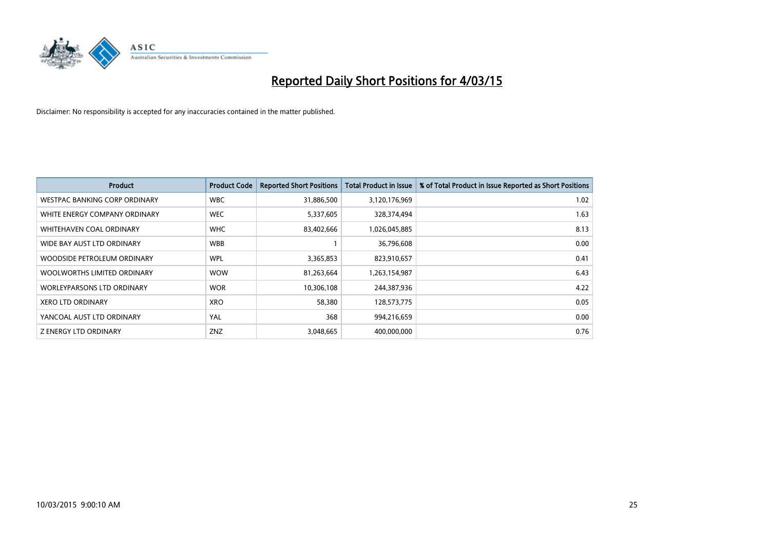# Reported Daily Short Positions for 4/03/15

Disclaimer: No responsibility is accepted for any inaccuracies contained in the matter published.

| Product | Product Code | Reported Short Positions | Total Product in Issue | % of Total Product in Issue Reported as Short Positions |
|---|---|---|---|---|
| WESTPAC BANKING CORP ORDINARY | WBC | 31,886,500 | 3,120,176,969 | 1.02 |
| WHITE ENERGY COMPANY ORDINARY | WEC | 5,337,605 | 328,374,494 | 1.63 |
| WHITEHAVEN COAL ORDINARY | WHC | 83,402,666 | 1,026,045,885 | 8.13 |
| WIDE BAY AUST LTD ORDINARY | WBB | 1 | 36,796,608 | 0.00 |
| WOODSIDE PETROLEUM ORDINARY | WPL | 3,365,853 | 823,910,657 | 0.41 |
| WOOLWORTHS LIMITED ORDINARY | WOW | 81,263,664 | 1,263,154,987 | 6.43 |
| WORLEYPARSONS LTD ORDINARY | WOR | 10,306,108 | 244,387,936 | 4.22 |
| XERO LTD ORDINARY | XRO | 58,380 | 128,573,775 | 0.05 |
| YANCOAL AUST LTD ORDINARY | YAL | 368 | 994,216,659 | 0.00 |
| Z ENERGY LTD ORDINARY | ZNZ | 3,048,665 | 400,000,000 | 0.76 |

10/03/2015 9:00:10 AM